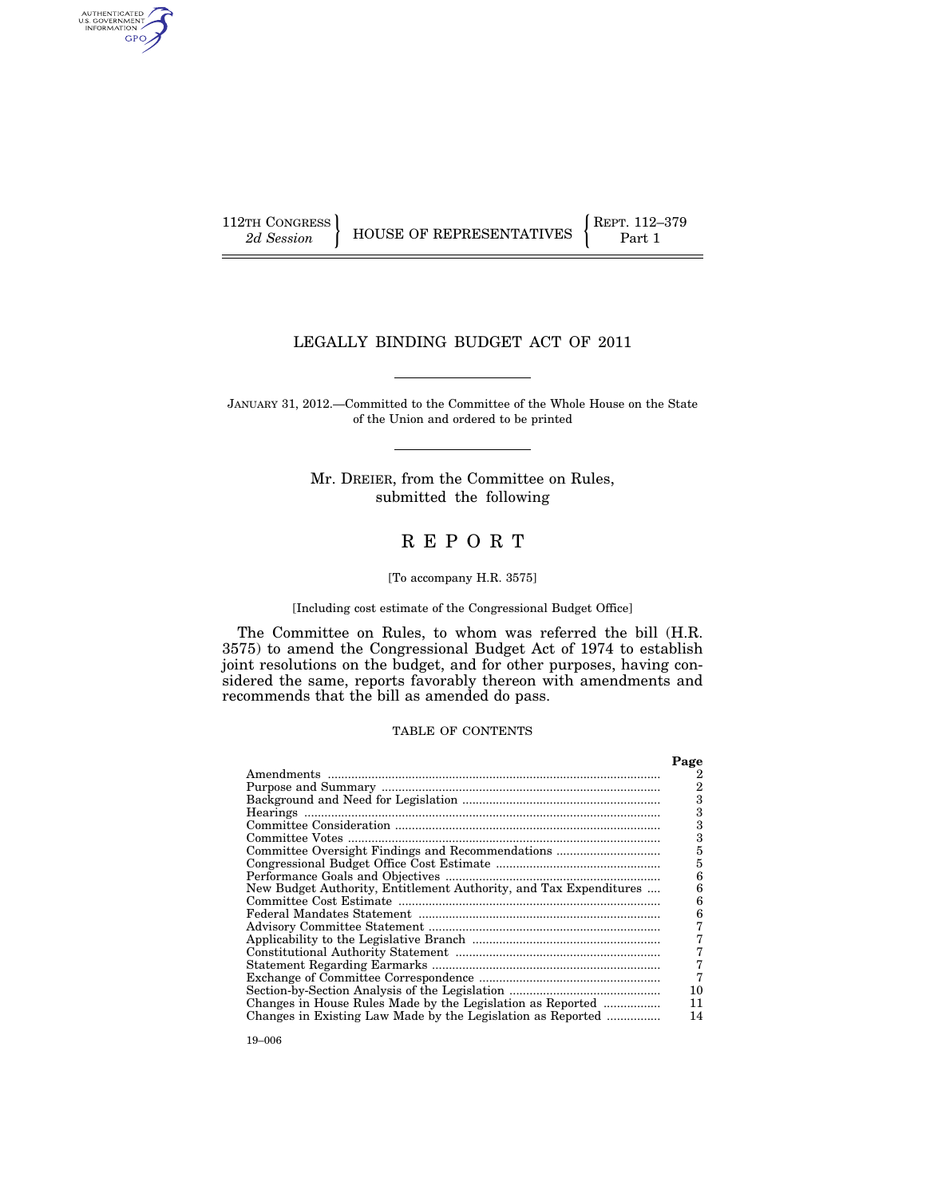112TH CONGRESS
*2d Session*

HOUSE OF REPRESENTATIVES

REPT. 112–379
Part 1

# LEGALLY BINDING BUDGET ACT OF 2011

JANUARY 31, 2012.—Committed to the Committee of the Whole House on the State of the Union and ordered to be printed

Mr. DREIER, from the Committee on Rules, submitted the following

# R E P O R T

[To accompany H.R. 3575]

[Including cost estimate of the Congressional Budget Office]

The Committee on Rules, to whom was referred the bill (H.R. 3575) to amend the Congressional Budget Act of 1974 to establish joint resolutions on the budget, and for other purposes, having considered the same, reports favorably thereon with amendments and recommends that the bill as amended do pass.

## TABLE OF CONTENTS

| | Page |
|---|---|
| Amendments | 2 |
| Purpose and Summary | 2 |
| Background and Need for Legislation | 3 |
| Hearings | 3 |
| Committee Consideration | 3 |
| Committee Votes | 3 |
| Committee Oversight Findings and Recommendations | 5 |
| Congressional Budget Office Cost Estimate | 5 |
| Performance Goals and Objectives | 6 |
| New Budget Authority, Entitlement Authority, and Tax Expenditures | 6 |
| Committee Cost Estimate | 6 |
| Federal Mandates Statement | 6 |
| Advisory Committee Statement | 7 |
| Applicability to the Legislative Branch | 7 |
| Constitutional Authority Statement | 7 |
| Statement Regarding Earmarks | 7 |
| Exchange of Committee Correspondence | 7 |
| Section-by-Section Analysis of the Legislation | 10 |
| Changes in House Rules Made by the Legislation as Reported | 11 |
| Changes in Existing Law Made by the Legislation as Reported | 14 |

19–006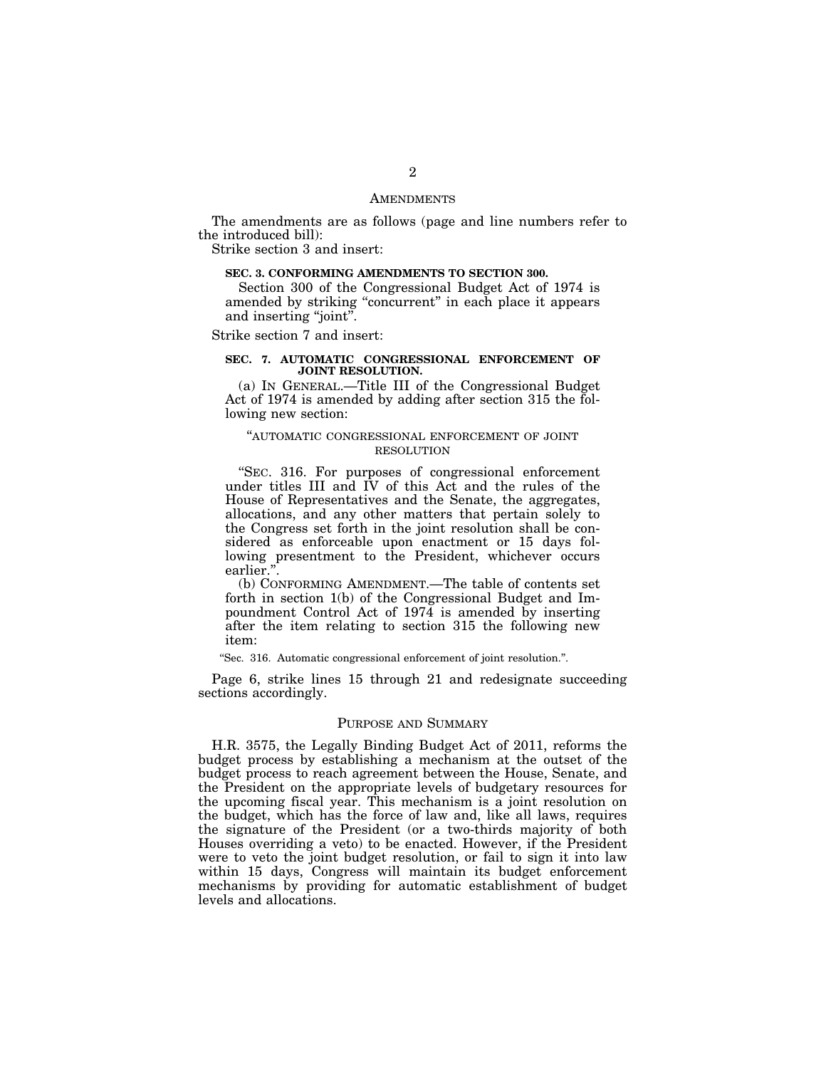## AMENDMENTS

The amendments are as follows (page and line numbers refer to the introduced bill):

Strike section 3 and insert:

**SEC. 3. CONFORMING AMENDMENTS TO SECTION 300.**

Section 300 of the Congressional Budget Act of 1974 is amended by striking "concurrent" in each place it appears and inserting "joint".

Strike section 7 and insert:

**SEC. 7. AUTOMATIC CONGRESSIONAL ENFORCEMENT OF JOINT RESOLUTION.**

(a) IN GENERAL.—Title III of the Congressional Budget Act of 1974 is amended by adding after section 315 the following new section:

"AUTOMATIC CONGRESSIONAL ENFORCEMENT OF JOINT RESOLUTION

"SEC. 316. For purposes of congressional enforcement under titles III and IV of this Act and the rules of the House of Representatives and the Senate, the aggregates, allocations, and any other matters that pertain solely to the Congress set forth in the joint resolution shall be considered as enforceable upon enactment or 15 days following presentment to the President, whichever occurs earlier.".

(b) CONFORMING AMENDMENT.—The table of contents set forth in section 1(b) of the Congressional Budget and Impoundment Control Act of 1974 is amended by inserting after the item relating to section 315 the following new item:

"Sec. 316. Automatic congressional enforcement of joint resolution.".

Page 6, strike lines 15 through 21 and redesignate succeeding sections accordingly.

## PURPOSE AND SUMMARY

H.R. 3575, the Legally Binding Budget Act of 2011, reforms the budget process by establishing a mechanism at the outset of the budget process to reach agreement between the House, Senate, and the President on the appropriate levels of budgetary resources for the upcoming fiscal year. This mechanism is a joint resolution on the budget, which has the force of law and, like all laws, requires the signature of the President (or a two-thirds majority of both Houses overriding a veto) to be enacted. However, if the President were to veto the joint budget resolution, or fail to sign it into law within 15 days, Congress will maintain its budget enforcement mechanisms by providing for automatic establishment of budget levels and allocations.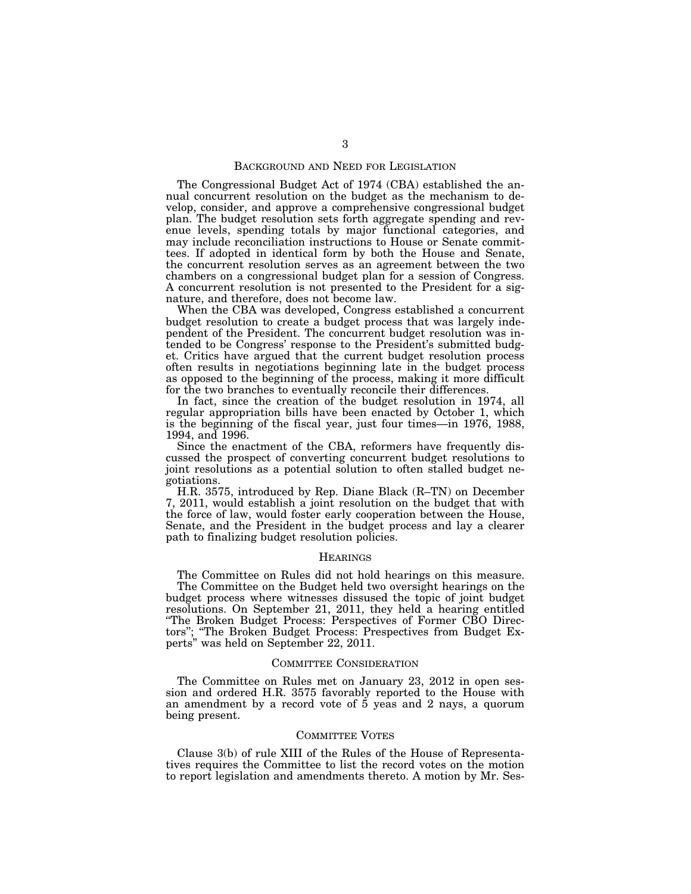## Background and Need for Legislation

The Congressional Budget Act of 1974 (CBA) established the annual concurrent resolution on the budget as the mechanism to develop, consider, and approve a comprehensive congressional budget plan. The budget resolution sets forth aggregate spending and revenue levels, spending totals by major functional categories, and may include reconciliation instructions to House or Senate committees. If adopted in identical form by both the House and Senate, the concurrent resolution serves as an agreement between the two chambers on a congressional budget plan for a session of Congress. A concurrent resolution is not presented to the President for a signature, and therefore, does not become law.

When the CBA was developed, Congress established a concurrent budget resolution to create a budget process that was largely independent of the President. The concurrent budget resolution was intended to be Congress' response to the President's submitted budget. Critics have argued that the current budget resolution process often results in negotiations beginning late in the budget process as opposed to the beginning of the process, making it more difficult for the two branches to eventually reconcile their differences.

In fact, since the creation of the budget resolution in 1974, all regular appropriation bills have been enacted by October 1, which is the beginning of the fiscal year, just four times—in 1976, 1988, 1994, and 1996.

Since the enactment of the CBA, reformers have frequently discussed the prospect of converting concurrent budget resolutions to joint resolutions as a potential solution to often stalled budget negotiations.

H.R. 3575, introduced by Rep. Diane Black (R–TN) on December 7, 2011, would establish a joint resolution on the budget that with the force of law, would foster early cooperation between the House, Senate, and the President in the budget process and lay a clearer path to finalizing budget resolution policies.

## Hearings

The Committee on Rules did not hold hearings on this measure.

The Committee on the Budget held two oversight hearings on the budget process where witnesses dissused the topic of joint budget resolutions. On September 21, 2011, they held a hearing entitled "The Broken Budget Process: Perspectives of Former CBO Directors"; "The Broken Budget Process: Prespectives from Budget Experts" was held on September 22, 2011.

## Committee Consideration

The Committee on Rules met on January 23, 2012 in open session and ordered H.R. 3575 favorably reported to the House with an amendment by a record vote of 5 yeas and 2 nays, a quorum being present.

## Committee Votes

Clause 3(b) of rule XIII of the Rules of the House of Representatives requires the Committee to list the record votes on the motion to report legislation and amendments thereto. A motion by Mr. Ses-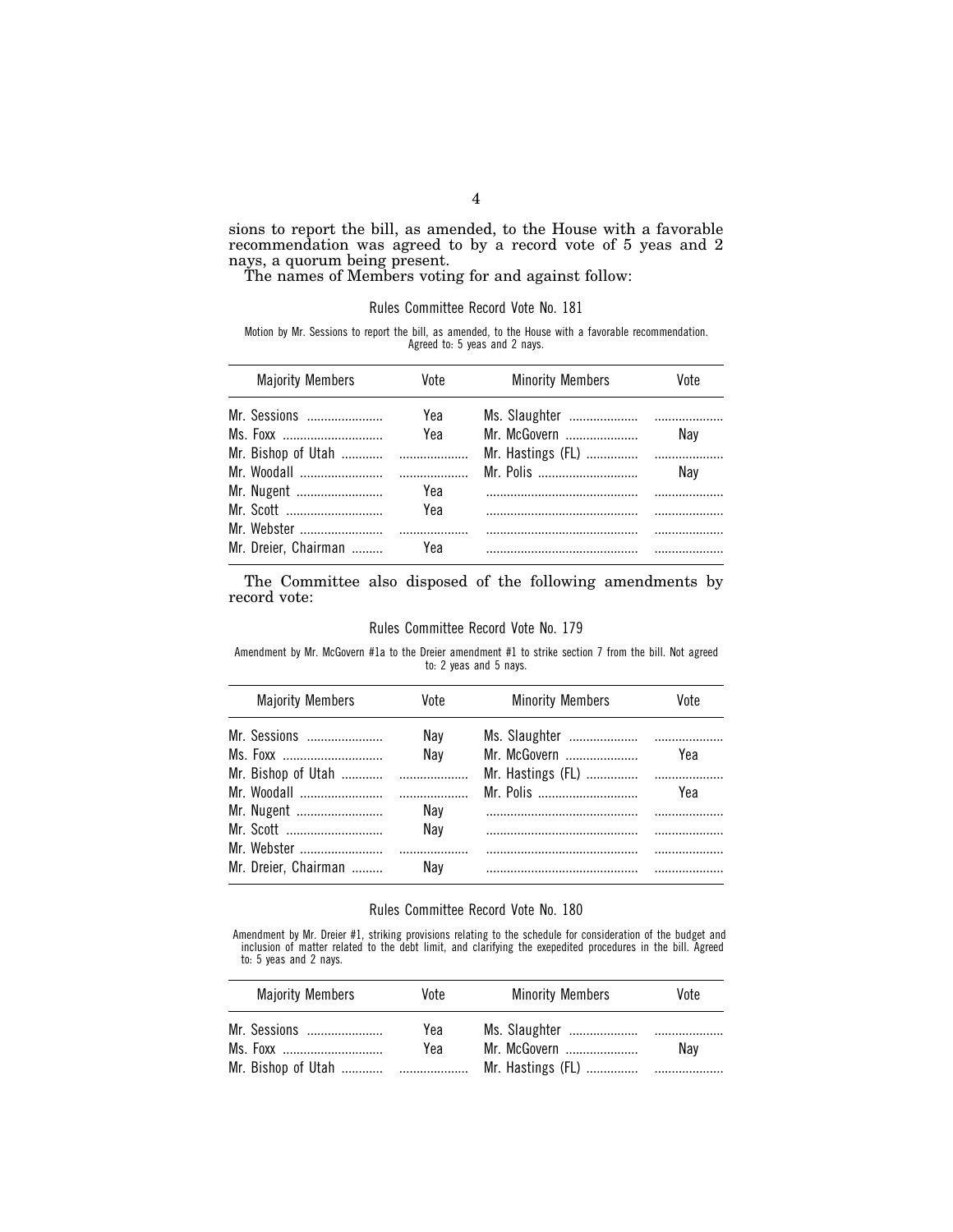sions to report the bill, as amended, to the House with a favorable recommendation was agreed to by a record vote of 5 yeas and 2 nays, a quorum being present.

The names of Members voting for and against follow:

Rules Committee Record Vote No. 181

Motion by Mr. Sessions to report the bill, as amended, to the House with a favorable recommendation. Agreed to: 5 yeas and 2 nays.

| Majority Members | Vote | Minority Members | Vote |
|---|---|---|---|
| Mr. Sessions | Yea | Ms. Slaughter | |
| Ms. Foxx | Yea | Mr. McGovern | Nay |
| Mr. Bishop of Utah | | Mr. Hastings (FL) | |
| Mr. Woodall | | Mr. Polis | Nay |
| Mr. Nugent | Yea | | |
| Mr. Scott | Yea | | |
| Mr. Webster | | | |
| Mr. Dreier, Chairman | Yea | | |

The Committee also disposed of the following amendments by record vote:

Rules Committee Record Vote No. 179

Amendment by Mr. McGovern #1a to the Dreier amendment #1 to strike section 7 from the bill. Not agreed to: 2 yeas and 5 nays.

| Majority Members | Vote | Minority Members | Vote |
|---|---|---|---|
| Mr. Sessions | Nay | Ms. Slaughter | |
| Ms. Foxx | Nay | Mr. McGovern | Yea |
| Mr. Bishop of Utah | | Mr. Hastings (FL) | |
| Mr. Woodall | | Mr. Polis | Yea |
| Mr. Nugent | Nay | | |
| Mr. Scott | Nay | | |
| Mr. Webster | | | |
| Mr. Dreier, Chairman | Nay | | |

Rules Committee Record Vote No. 180

Amendment by Mr. Dreier #1, striking provisions relating to the schedule for consideration of the budget and inclusion of matter related to the debt limit, and clarifying the exepedited procedures in the bill. Agreed to: 5 yeas and 2 nays.

| Majority Members | Vote | Minority Members | Vote |
|---|---|---|---|
| Mr. Sessions | Yea | Ms. Slaughter | |
| Ms. Foxx | Yea | Mr. McGovern | Nay |
| Mr. Bishop of Utah | | Mr. Hastings (FL) | |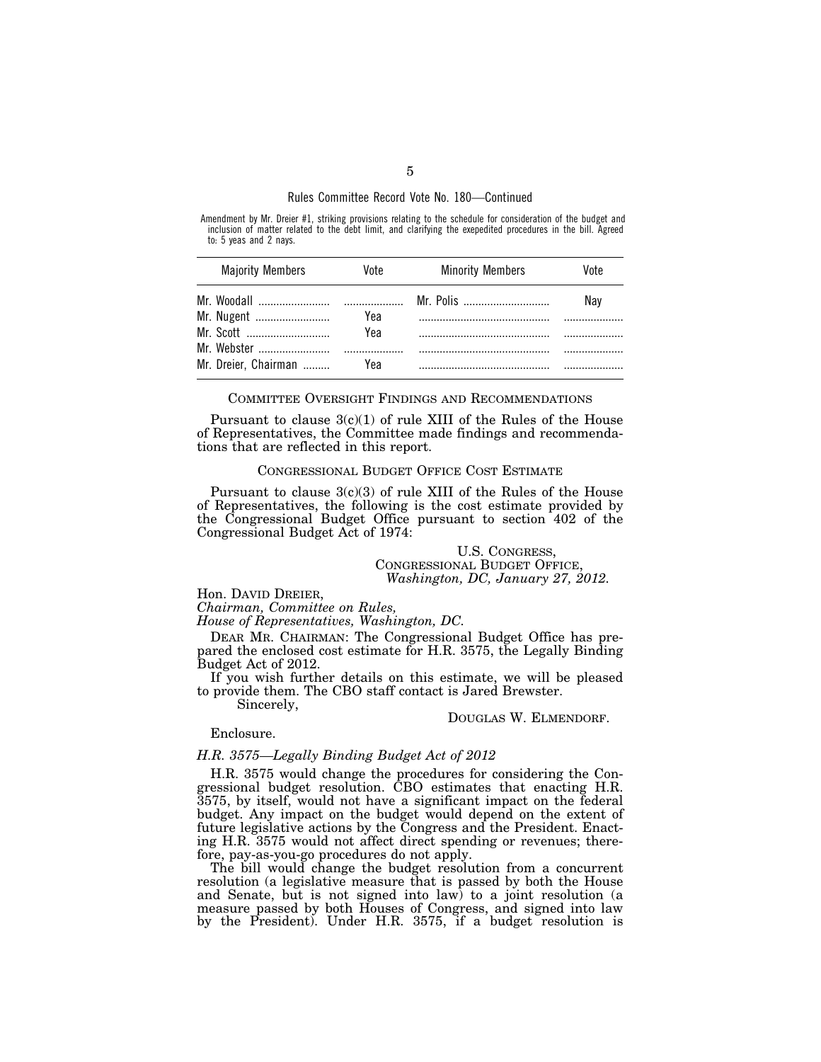Rules Committee Record Vote No. 180—Continued

Amendment by Mr. Dreier #1, striking provisions relating to the schedule for consideration of the budget and inclusion of matter related to the debt limit, and clarifying the exepedited procedures in the bill. Agreed to: 5 yeas and 2 nays.

| Majority Members | Vote | Minority Members | Vote |
|---|---|---|---|
| Mr. Woodall | | Mr. Polis | Nay |
| Mr. Nugent | Yea | | |
| Mr. Scott | Yea | | |
| Mr. Webster | | | |
| Mr. Dreier, Chairman | Yea | | |

## COMMITTEE OVERSIGHT FINDINGS AND RECOMMENDATIONS

Pursuant to clause 3(c)(1) of rule XIII of the Rules of the House of Representatives, the Committee made findings and recommendations that are reflected in this report.

## CONGRESSIONAL BUDGET OFFICE COST ESTIMATE

Pursuant to clause 3(c)(3) of rule XIII of the Rules of the House of Representatives, the following is the cost estimate provided by the Congressional Budget Office pursuant to section 402 of the Congressional Budget Act of 1974:

U.S. CONGRESS,
CONGRESSIONAL BUDGET OFFICE,
*Washington, DC, January 27, 2012.*

Hon. DAVID DREIER,
*Chairman, Committee on Rules,*
*House of Representatives, Washington, DC.*

DEAR MR. CHAIRMAN: The Congressional Budget Office has prepared the enclosed cost estimate for H.R. 3575, the Legally Binding Budget Act of 2012.

If you wish further details on this estimate, we will be pleased to provide them. The CBO staff contact is Jared Brewster.

Sincerely,

DOUGLAS W. ELMENDORF.

Enclosure.

*H.R. 3575—Legally Binding Budget Act of 2012*

H.R. 3575 would change the procedures for considering the Congressional budget resolution. CBO estimates that enacting H.R. 3575, by itself, would not have a significant impact on the federal budget. Any impact on the budget would depend on the extent of future legislative actions by the Congress and the President. Enacting H.R. 3575 would not affect direct spending or revenues; therefore, pay-as-you-go procedures do not apply.

The bill would change the budget resolution from a concurrent resolution (a legislative measure that is passed by both the House and Senate, but is not signed into law) to a joint resolution (a measure passed by both Houses of Congress, and signed into law by the President). Under H.R. 3575, if a budget resolution is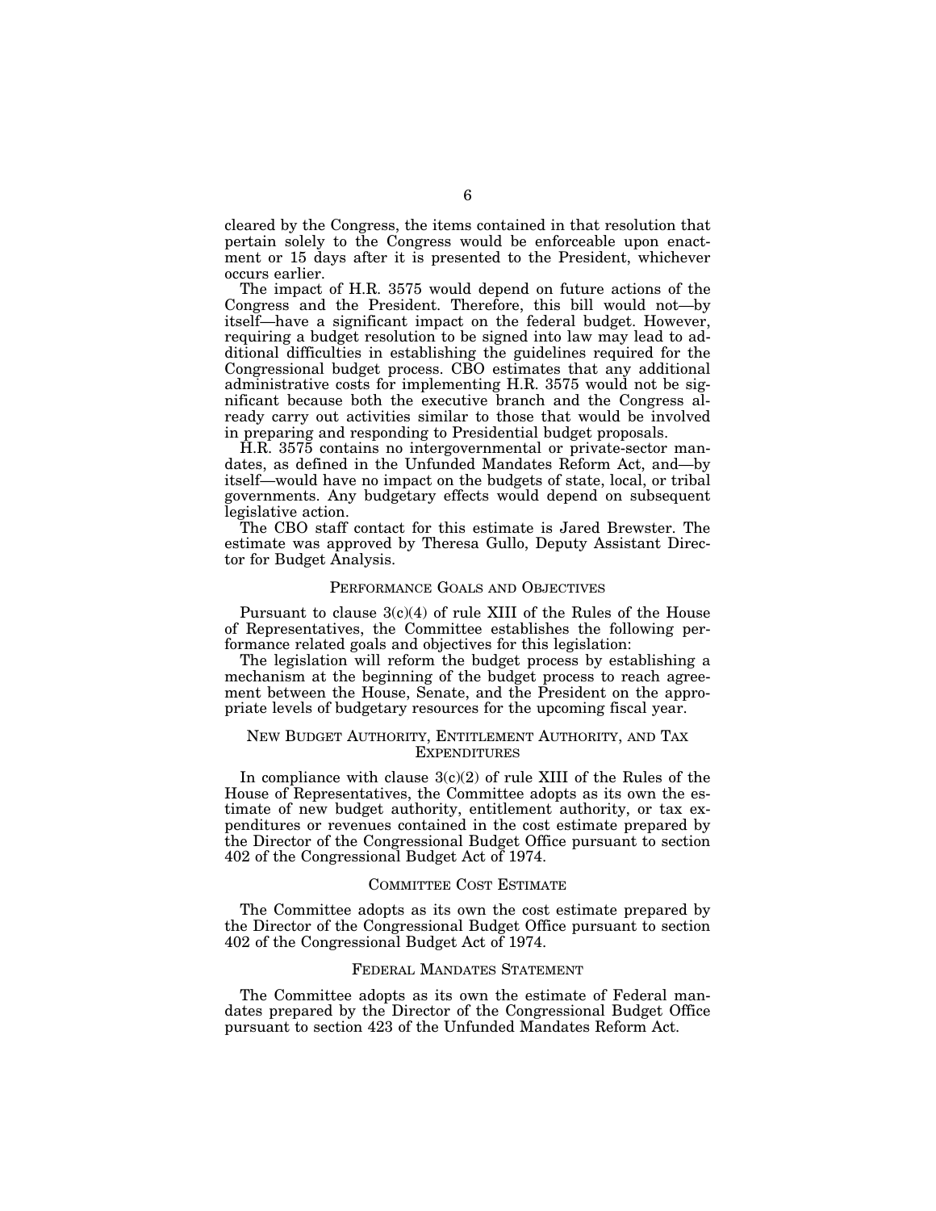cleared by the Congress, the items contained in that resolution that pertain solely to the Congress would be enforceable upon enactment or 15 days after it is presented to the President, whichever occurs earlier.

The impact of H.R. 3575 would depend on future actions of the Congress and the President. Therefore, this bill would not—by itself—have a significant impact on the federal budget. However, requiring a budget resolution to be signed into law may lead to additional difficulties in establishing the guidelines required for the Congressional budget process. CBO estimates that any additional administrative costs for implementing H.R. 3575 would not be significant because both the executive branch and the Congress already carry out activities similar to those that would be involved in preparing and responding to Presidential budget proposals.

H.R. 3575 contains no intergovernmental or private-sector mandates, as defined in the Unfunded Mandates Reform Act, and—by itself—would have no impact on the budgets of state, local, or tribal governments. Any budgetary effects would depend on subsequent legislative action.

The CBO staff contact for this estimate is Jared Brewster. The estimate was approved by Theresa Gullo, Deputy Assistant Director for Budget Analysis.

## PERFORMANCE GOALS AND OBJECTIVES

Pursuant to clause 3(c)(4) of rule XIII of the Rules of the House of Representatives, the Committee establishes the following performance related goals and objectives for this legislation:

The legislation will reform the budget process by establishing a mechanism at the beginning of the budget process to reach agreement between the House, Senate, and the President on the appropriate levels of budgetary resources for the upcoming fiscal year.

## NEW BUDGET AUTHORITY, ENTITLEMENT AUTHORITY, AND TAX EXPENDITURES

In compliance with clause 3(c)(2) of rule XIII of the Rules of the House of Representatives, the Committee adopts as its own the estimate of new budget authority, entitlement authority, or tax expenditures or revenues contained in the cost estimate prepared by the Director of the Congressional Budget Office pursuant to section 402 of the Congressional Budget Act of 1974.

## COMMITTEE COST ESTIMATE

The Committee adopts as its own the cost estimate prepared by the Director of the Congressional Budget Office pursuant to section 402 of the Congressional Budget Act of 1974.

## FEDERAL MANDATES STATEMENT

The Committee adopts as its own the estimate of Federal mandates prepared by the Director of the Congressional Budget Office pursuant to section 423 of the Unfunded Mandates Reform Act.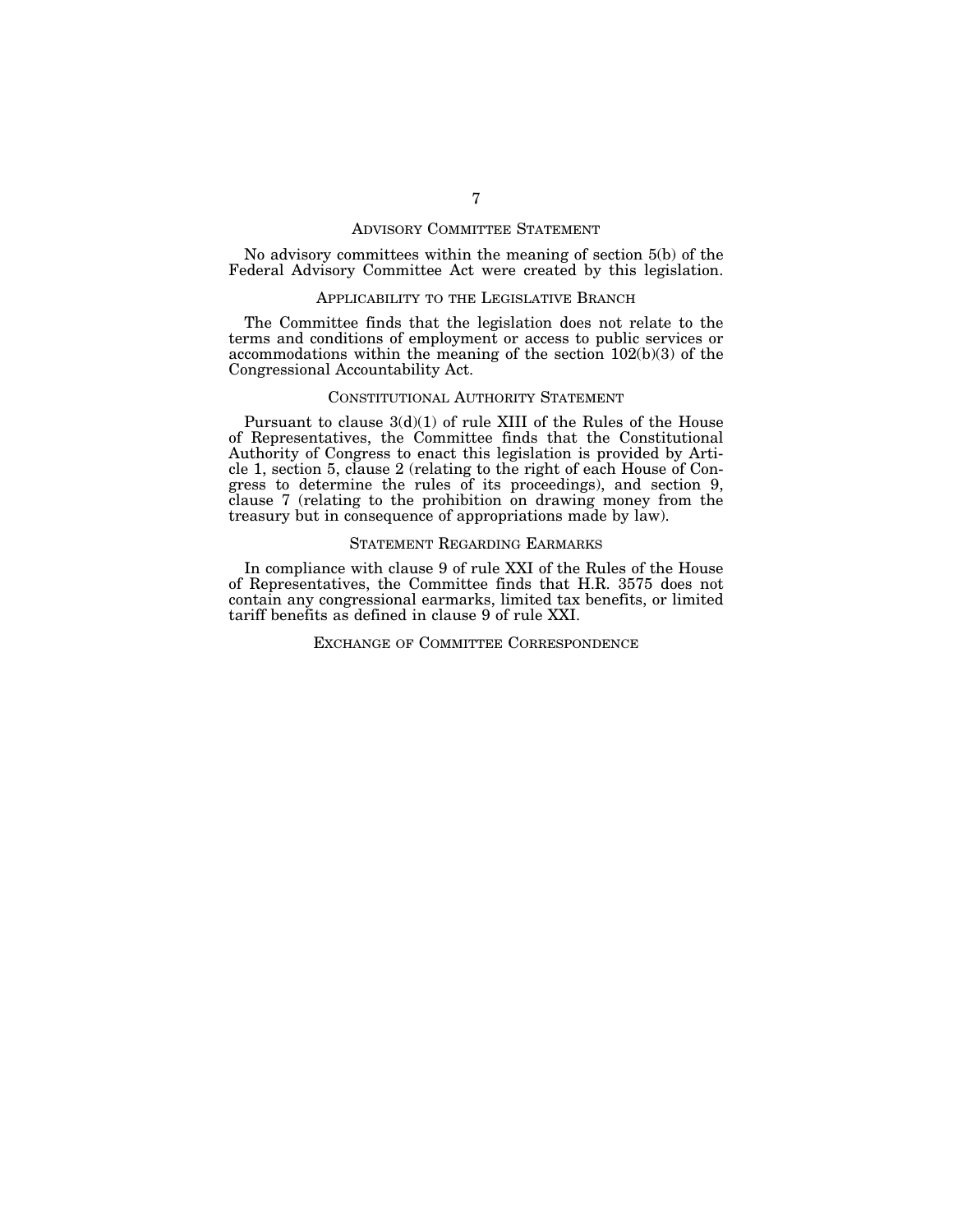## ADVISORY COMMITTEE STATEMENT

No advisory committees within the meaning of section 5(b) of the Federal Advisory Committee Act were created by this legislation.

## APPLICABILITY TO THE LEGISLATIVE BRANCH

The Committee finds that the legislation does not relate to the terms and conditions of employment or access to public services or accommodations within the meaning of the section 102(b)(3) of the Congressional Accountability Act.

## CONSTITUTIONAL AUTHORITY STATEMENT

Pursuant to clause 3(d)(1) of rule XIII of the Rules of the House of Representatives, the Committee finds that the Constitutional Authority of Congress to enact this legislation is provided by Article 1, section 5, clause 2 (relating to the right of each House of Congress to determine the rules of its proceedings), and section 9, clause 7 (relating to the prohibition on drawing money from the treasury but in consequence of appropriations made by law).

## STATEMENT REGARDING EARMARKS

In compliance with clause 9 of rule XXI of the Rules of the House of Representatives, the Committee finds that H.R. 3575 does not contain any congressional earmarks, limited tax benefits, or limited tariff benefits as defined in clause 9 of rule XXI.

## EXCHANGE OF COMMITTEE CORRESPONDENCE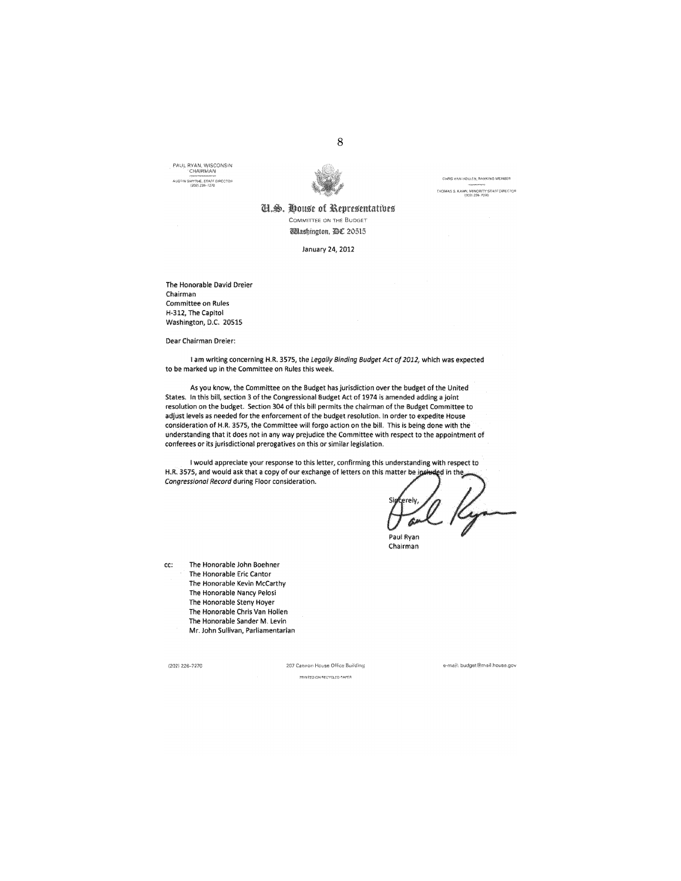PAUL RYAN, WISCONSIN
CHAIRMAN

AUSTIN SMYTHE, STAFF DIRECTOR
(202) 226-7270

CHRIS VAN HOLLEN, RANKING MEMBER

THOMAS S. KAHN, MINORITY STAFF DIRECTOR
(202) 226-7200

**U.S. House of Representatives**
COMMITTEE ON THE BUDGET
Washington, DC 20515

January 24, 2012

The Honorable David Dreier
Chairman
Committee on Rules
H-312, The Capitol
Washington, D.C. 20515

Dear Chairman Dreier:

I am writing concerning H.R. 3575, the *Legally Binding Budget Act of 2012*, which was expected to be marked up in the Committee on Rules this week.

As you know, the Committee on the Budget has jurisdiction over the budget of the United States. In this bill, section 3 of the Congressional Budget Act of 1974 is amended adding a joint resolution on the budget. Section 304 of this bill permits the chairman of the Budget Committee to adjust levels as needed for the enforcement of the budget resolution. In order to expedite House consideration of H.R. 3575, the Committee will forgo action on the bill. This is being done with the understanding that it does not in any way prejudice the Committee with respect to the appointment of conferees or its jurisdictional prerogatives on this or similar legislation.

I would appreciate your response to this letter, confirming this understanding with respect to H.R. 3575, and would ask that a copy of our exchange of letters on this matter be included in the *Congressional Record* during Floor consideration.

Sincerely,

Paul Ryan
Chairman

cc: The Honorable John Boehner
The Honorable Eric Cantor
The Honorable Kevin McCarthy
The Honorable Nancy Pelosi
The Honorable Steny Hoyer
The Honorable Chris Van Hollen
The Honorable Sander M. Levin
Mr. John Sullivan, Parliamentarian

(202) 226-7270 | 207 Cannon House Office Building | e-mail: budget@mail.house.gov

PRINTED ON RECYCLED PAPER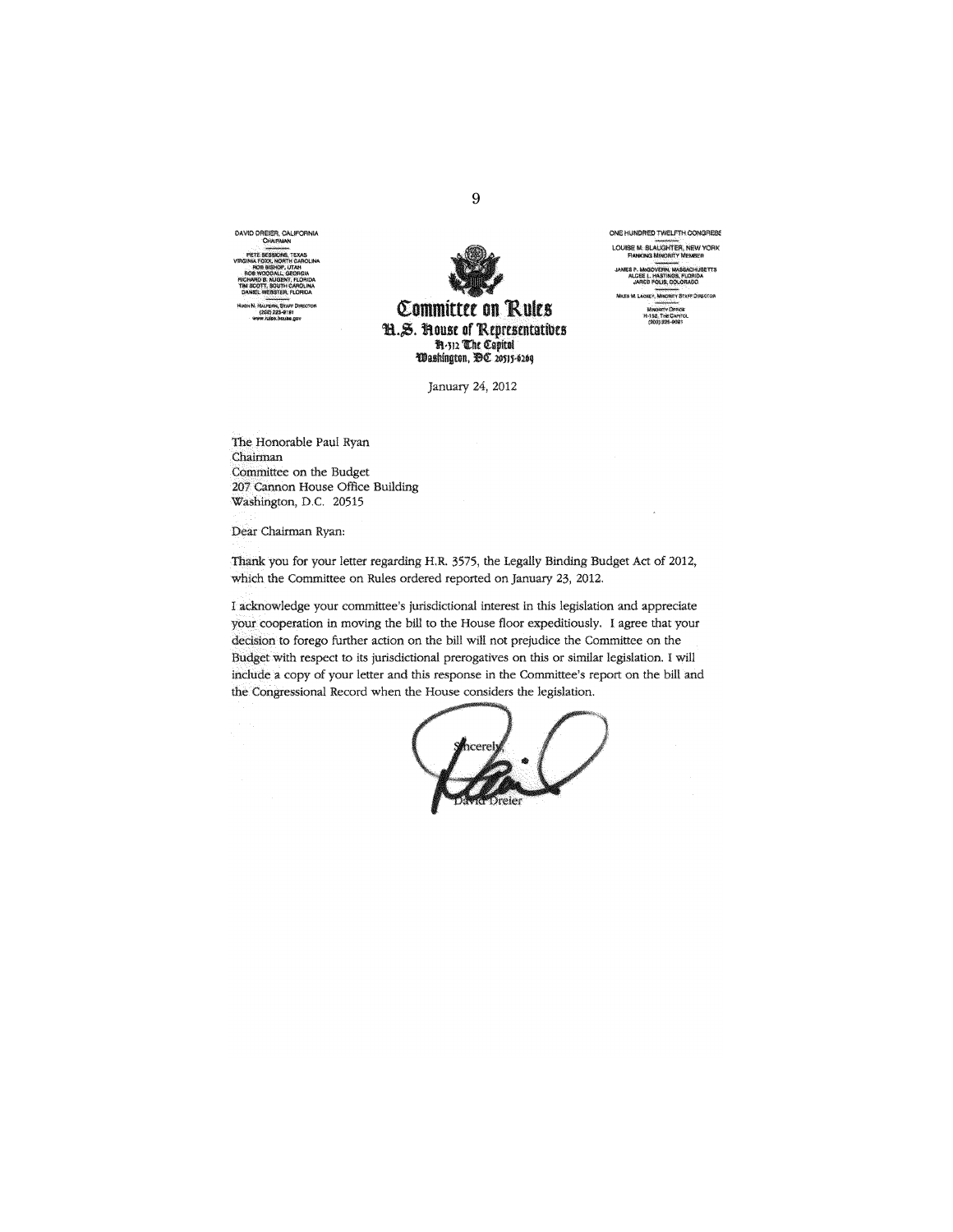DAVID DREIER, CALIFORNIA
CHAIRMAN

PETE SESSIONS, TEXAS
VIRGINIA FOXX, NORTH CAROLINA
ROB BISHOP, UTAH
ROB WOODALL, GEORGIA
RICHARD B. NUGENT, FLORIDA
TIM SCOTT, SOUTH CAROLINA
DANIEL WEBSTER, FLORIDA

HUGH N. HALPERN, STAFF DIRECTOR
(202) 225-9191
www.rules.house.gov

# Committee on Rules

## U.S. House of Representatives

H-312 The Capitol
Washington, DC 20515-6269

ONE HUNDRED TWELFTH CONGRESS

LOUISE M. SLAUGHTER, NEW YORK
RANKING MINORITY MEMBER

JAMES P. McGOVERN, MASSACHUSETTS
ALCEE L. HASTINGS, FLORIDA
JARED POLIS, COLORADO

MILES M. LACKEY, MINORITY STAFF DIRECTOR

MINORITY OFFICE
H-152, THE CAPITOL
(202) 225-9091

January 24, 2012

The Honorable Paul Ryan
Chairman
Committee on the Budget
207 Cannon House Office Building
Washington, D.C. 20515

Dear Chairman Ryan:

Thank you for your letter regarding H.R. 3575, the Legally Binding Budget Act of 2012, which the Committee on Rules ordered reported on January 23, 2012.

I acknowledge your committee's jurisdictional interest in this legislation and appreciate your cooperation in moving the bill to the House floor expeditiously. I agree that your decision to forego further action on the bill will not prejudice the Committee on the Budget with respect to its jurisdictional prerogatives on this or similar legislation. I will include a copy of your letter and this response in the Committee's report on the bill and the Congressional Record when the House considers the legislation.

Sincerely,

David Dreier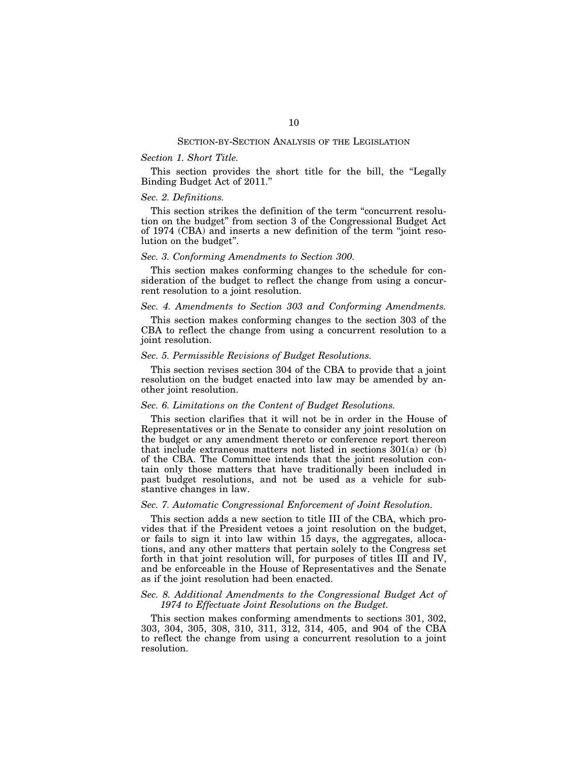## SECTION-BY-SECTION ANALYSIS OF THE LEGISLATION

*Section 1. Short Title.*

This section provides the short title for the bill, the "Legally Binding Budget Act of 2011."

*Sec. 2. Definitions.*

This section strikes the definition of the term "concurrent resolution on the budget" from section 3 of the Congressional Budget Act of 1974 (CBA) and inserts a new definition of the term "joint resolution on the budget".

*Sec. 3. Conforming Amendments to Section 300.*

This section makes conforming changes to the schedule for consideration of the budget to reflect the change from using a concurrent resolution to a joint resolution.

*Sec. 4. Amendments to Section 303 and Conforming Amendments.*

This section makes conforming changes to the section 303 of the CBA to reflect the change from using a concurrent resolution to a joint resolution.

*Sec. 5. Permissible Revisions of Budget Resolutions.*

This section revises section 304 of the CBA to provide that a joint resolution on the budget enacted into law may be amended by another joint resolution.

*Sec. 6. Limitations on the Content of Budget Resolutions.*

This section clarifies that it will not be in order in the House of Representatives or in the Senate to consider any joint resolution on the budget or any amendment thereto or conference report thereon that include extraneous matters not listed in sections 301(a) or (b) of the CBA. The Committee intends that the joint resolution contain only those matters that have traditionally been included in past budget resolutions, and not be used as a vehicle for substantive changes in law.

*Sec. 7. Automatic Congressional Enforcement of Joint Resolution.*

This section adds a new section to title III of the CBA, which provides that if the President vetoes a joint resolution on the budget, or fails to sign it into law within 15 days, the aggregates, allocations, and any other matters that pertain solely to the Congress set forth in that joint resolution will, for purposes of titles III and IV, and be enforceable in the House of Representatives and the Senate as if the joint resolution had been enacted.

*Sec. 8. Additional Amendments to the Congressional Budget Act of 1974 to Effectuate Joint Resolutions on the Budget.*

This section makes conforming amendments to sections 301, 302, 303, 304, 305, 308, 310, 311, 312, 314, 405, and 904 of the CBA to reflect the change from using a concurrent resolution to a joint resolution.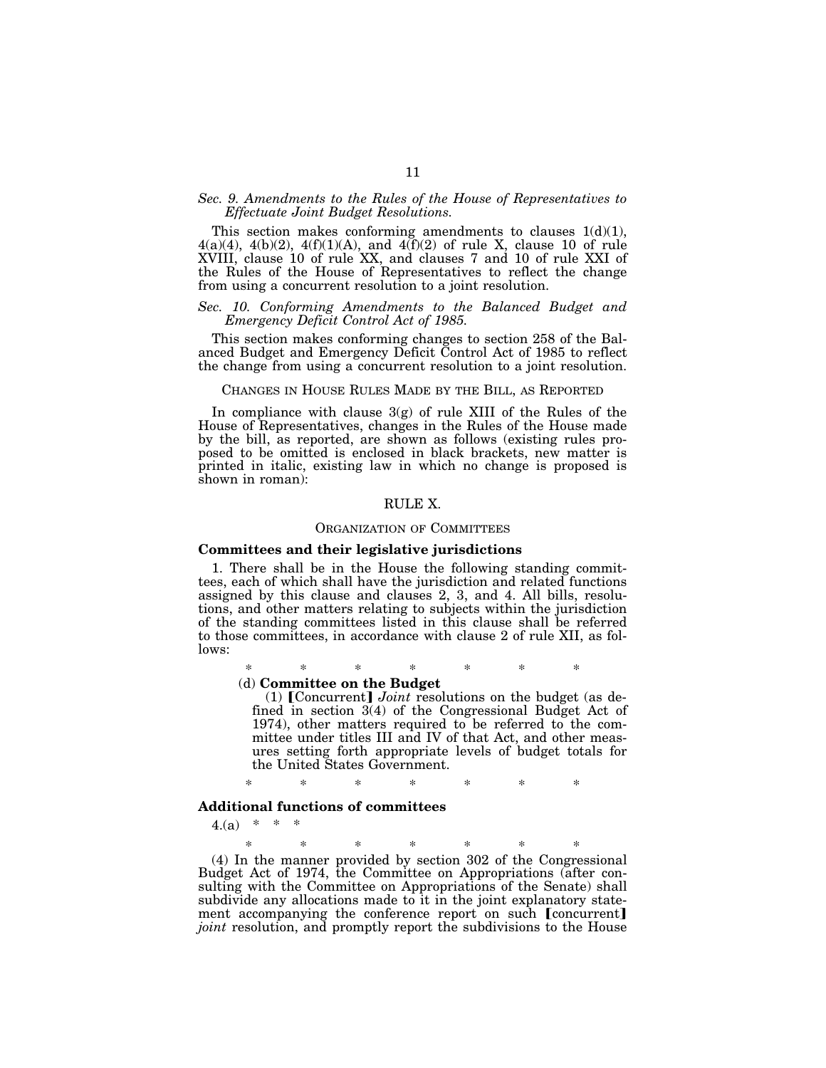*Sec. 9. Amendments to the Rules of the House of Representatives to Effectuate Joint Budget Resolutions.*

This section makes conforming amendments to clauses 1(d)(1), 4(a)(4), 4(b)(2), 4(f)(1)(A), and 4(f)(2) of rule X, clause 10 of rule XVIII, clause 10 of rule XX, and clauses 7 and 10 of rule XXI of the Rules of the House of Representatives to reflect the change from using a concurrent resolution to a joint resolution.

*Sec. 10. Conforming Amendments to the Balanced Budget and Emergency Deficit Control Act of 1985.*

This section makes conforming changes to section 258 of the Balanced Budget and Emergency Deficit Control Act of 1985 to reflect the change from using a concurrent resolution to a joint resolution.

CHANGES IN HOUSE RULES MADE BY THE BILL, AS REPORTED

In compliance with clause 3(g) of rule XIII of the Rules of the House of Representatives, changes in the Rules of the House made by the bill, as reported, are shown as follows (existing rules proposed to be omitted is enclosed in black brackets, new matter is printed in italic, existing law in which no change is proposed is shown in roman):

RULE X.

ORGANIZATION OF COMMITTEES

**Committees and their legislative jurisdictions**

1. There shall be in the House the following standing committees, each of which shall have the jurisdiction and related functions assigned by this clause and clauses 2, 3, and 4. All bills, resolutions, and other matters relating to subjects within the jurisdiction of the standing committees listed in this clause shall be referred to those committees, in accordance with clause 2 of rule XII, as follows:

\* \* \* \* \* \* \*

(d) **Committee on the Budget**

(1) [Concurrent] *Joint* resolutions on the budget (as defined in section 3(4) of the Congressional Budget Act of 1974), other matters required to be referred to the committee under titles III and IV of that Act, and other measures setting forth appropriate levels of budget totals for the United States Government.

\* \* \* \* \* \* \*

**Additional functions of committees**

4.(a) \* \* \*

\* \* \* \* \* \* \*

(4) In the manner provided by section 302 of the Congressional Budget Act of 1974, the Committee on Appropriations (after consulting with the Committee on Appropriations of the Senate) shall subdivide any allocations made to it in the joint explanatory statement accompanying the conference report on such [concurrent] *joint* resolution, and promptly report the subdivisions to the House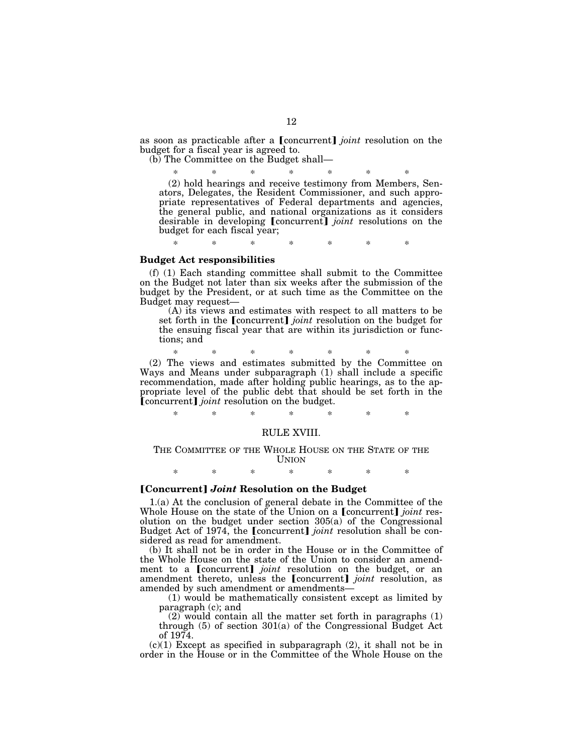as soon as practicable after a ⟦concurrent⟧ *joint* resolution on the budget for a fiscal year is agreed to.

(b) The Committee on the Budget shall—

\* \* \* \* \* \* \*

(2) hold hearings and receive testimony from Members, Senators, Delegates, the Resident Commissioner, and such appropriate representatives of Federal departments and agencies, the general public, and national organizations as it considers desirable in developing ⟦concurrent⟧ *joint* resolutions on the budget for each fiscal year;

\* \* \* \* \* \* \*

**Budget Act responsibilities**

(f) (1) Each standing committee shall submit to the Committee on the Budget not later than six weeks after the submission of the budget by the President, or at such time as the Committee on the Budget may request—

(A) its views and estimates with respect to all matters to be set forth in the ⟦concurrent⟧ *joint* resolution on the budget for the ensuing fiscal year that are within its jurisdiction or functions; and

\* \* \* \* \* \* \*

(2) The views and estimates submitted by the Committee on Ways and Means under subparagraph (1) shall include a specific recommendation, made after holding public hearings, as to the appropriate level of the public debt that should be set forth in the ⟦concurrent⟧ *joint* resolution on the budget.

\* \* \* \* \* \* \*

RULE XVIII.

THE COMMITTEE OF THE WHOLE HOUSE ON THE STATE OF THE UNION

\* \* \* \* \* \* \*

**⟦Concurrent⟧ *Joint* Resolution on the Budget**

1.(a) At the conclusion of general debate in the Committee of the Whole House on the state of the Union on a ⟦concurrent⟧ *joint* resolution on the budget under section 305(a) of the Congressional Budget Act of 1974, the ⟦concurrent⟧ *joint* resolution shall be considered as read for amendment.

(b) It shall not be in order in the House or in the Committee of the Whole House on the state of the Union to consider an amendment to a ⟦concurrent⟧ *joint* resolution on the budget, or an amendment thereto, unless the ⟦concurrent⟧ *joint* resolution, as amended by such amendment or amendments—

(1) would be mathematically consistent except as limited by paragraph (c); and

(2) would contain all the matter set forth in paragraphs (1) through (5) of section 301(a) of the Congressional Budget Act of 1974.

(c)(1) Except as specified in subparagraph (2), it shall not be in order in the House or in the Committee of the Whole House on the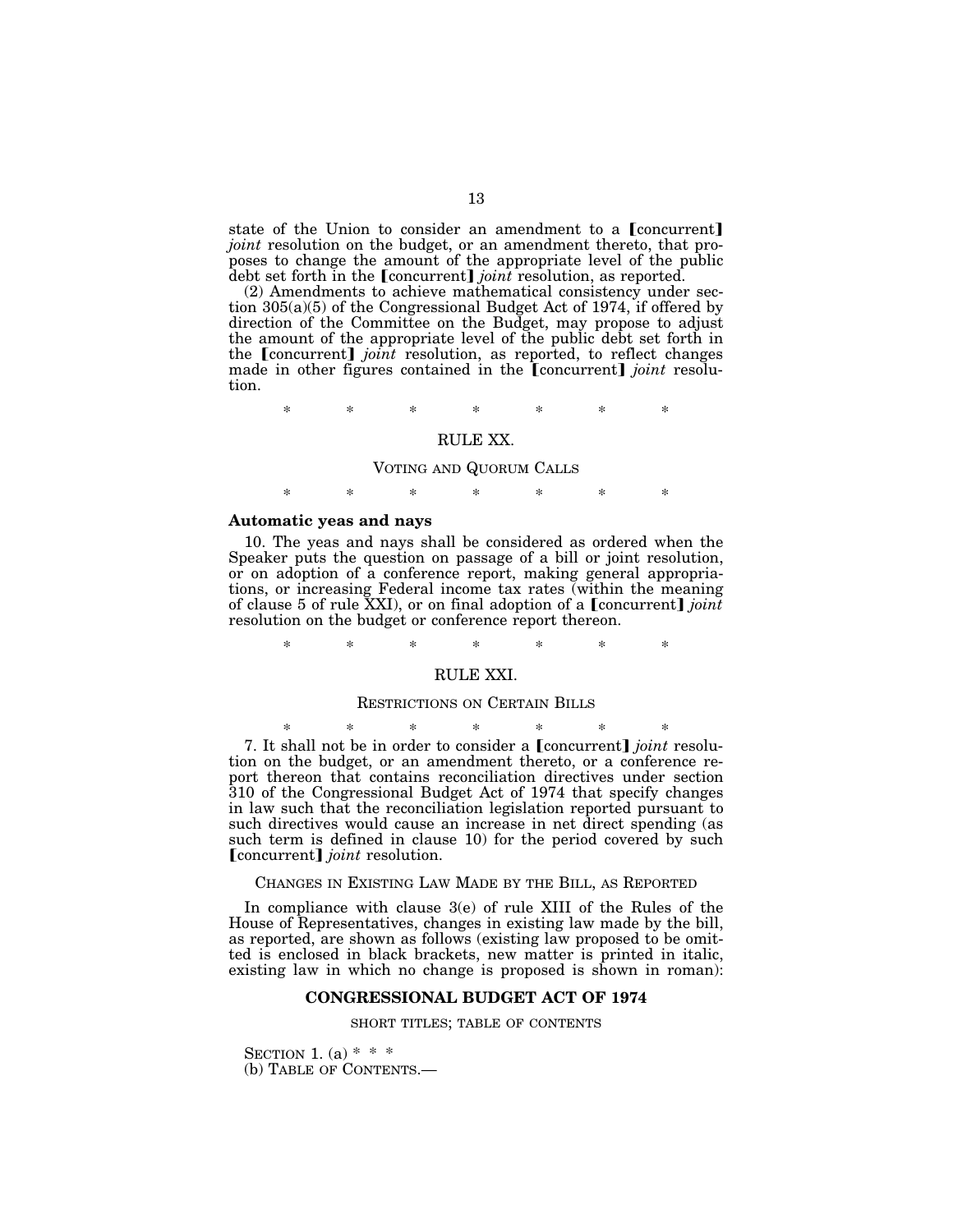state of the Union to consider an amendment to a [concurrent] *joint* resolution on the budget, or an amendment thereto, that proposes to change the amount of the appropriate level of the public debt set forth in the [concurrent] *joint* resolution, as reported.

(2) Amendments to achieve mathematical consistency under section 305(a)(5) of the Congressional Budget Act of 1974, if offered by direction of the Committee on the Budget, may propose to adjust the amount of the appropriate level of the public debt set forth in the [concurrent] *joint* resolution, as reported, to reflect changes made in other figures contained in the [concurrent] *joint* resolution.

\* \* \* \* \* \* \*

RULE XX.

VOTING AND QUORUM CALLS

\* \* \* \* \* \* \*

**Automatic yeas and nays**

10. The yeas and nays shall be considered as ordered when the Speaker puts the question on passage of a bill or joint resolution, or on adoption of a conference report, making general appropriations, or increasing Federal income tax rates (within the meaning of clause 5 of rule XXI), or on final adoption of a [concurrent] *joint* resolution on the budget or conference report thereon.

\* \* \* \* \* \* \*

RULE XXI.

RESTRICTIONS ON CERTAIN BILLS

\* \* \* \* \* \* \*

7. It shall not be in order to consider a [concurrent] *joint* resolution on the budget, or an amendment thereto, or a conference report thereon that contains reconciliation directives under section 310 of the Congressional Budget Act of 1974 that specify changes in law such that the reconciliation legislation reported pursuant to such directives would cause an increase in net direct spending (as such term is defined in clause 10) for the period covered by such [concurrent] *joint* resolution.

CHANGES IN EXISTING LAW MADE BY THE BILL, AS REPORTED

In compliance with clause 3(e) of rule XIII of the Rules of the House of Representatives, changes in existing law made by the bill, as reported, are shown as follows (existing law proposed to be omitted is enclosed in black brackets, new matter is printed in italic, existing law in which no change is proposed is shown in roman):

## CONGRESSIONAL BUDGET ACT OF 1974

SHORT TITLES; TABLE OF CONTENTS

SECTION 1. (a) \* \* \*

(b) TABLE OF CONTENTS.—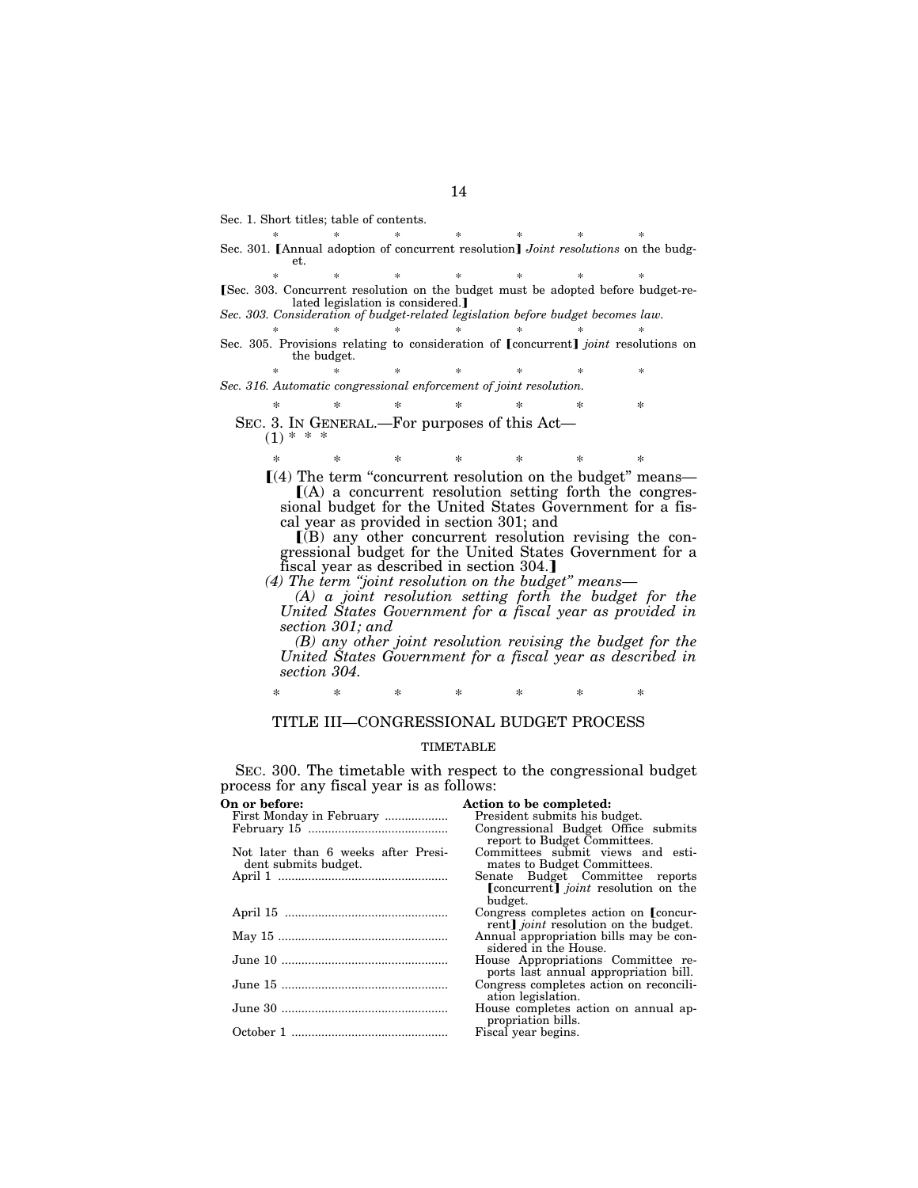Sec. 1. Short titles; table of contents.

\* \* \* \* \* \* \*

Sec. 301. ⟦Annual adoption of concurrent resolution⟧ *Joint resolutions* on the budget.

\* \* \* \* \* \* \*

⟦Sec. 303. Concurrent resolution on the budget must be adopted before budget-related legislation is considered.⟧

*Sec. 303. Consideration of budget-related legislation before budget becomes law.*

\* \* \* \* \* \* \*

Sec. 305. Provisions relating to consideration of ⟦concurrent⟧ *joint* resolutions on the budget.

\* \* \* \* \* \* \*

*Sec. 316. Automatic congressional enforcement of joint resolution.*

\* \* \* \* \* \* \*

SEC. 3. IN GENERAL.—For purposes of this Act—

(1) \* \* \*

\* \* \* \* \* \* \*

⟦(4) The term "concurrent resolution on the budget" means—

⟦(A) a concurrent resolution setting forth the congressional budget for the United States Government for a fiscal year as provided in section 301; and

⟦(B) any other concurrent resolution revising the congressional budget for the United States Government for a fiscal year as described in section 304.⟧

*(4) The term "joint resolution on the budget" means—*

*(A) a joint resolution setting forth the budget for the United States Government for a fiscal year as provided in section 301; and*

*(B) any other joint resolution revising the budget for the United States Government for a fiscal year as described in section 304.*

\* \* \* \* \* \* \*

## TITLE III—CONGRESSIONAL BUDGET PROCESS

### TIMETABLE

SEC. 300. The timetable with respect to the congressional budget process for any fiscal year is as follows:

| **On or before:** | **Action to be completed:** |
|---|---|
| First Monday in February | President submits his budget. |
| February 15 | Congressional Budget Office submits report to Budget Committees. |
| Not later than 6 weeks after President submits budget. | Committees submit views and estimates to Budget Committees. |
| April 1 | Senate Budget Committee reports ⟦concurrent⟧ *joint* resolution on the budget. |
| April 15 | Congress completes action on ⟦concurrent⟧ *joint* resolution on the budget. |
| May 15 | Annual appropriation bills may be considered in the House. |
| June 10 | House Appropriations Committee reports last annual appropriation bill. |
| June 15 | Congress completes action on reconciliation legislation. |
| June 30 | House completes action on annual appropriation bills. |
| October 1 | Fiscal year begins. |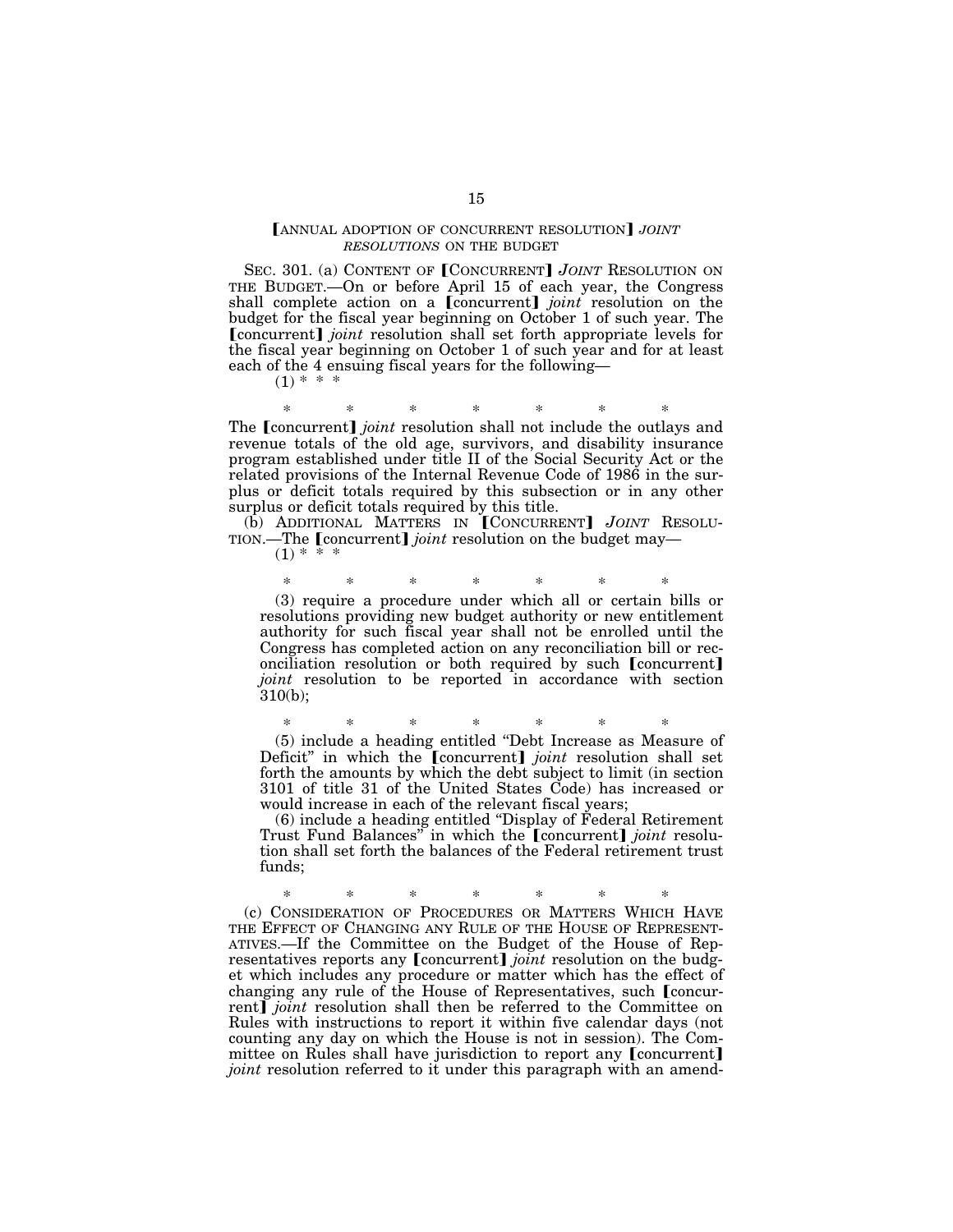【ANNUAL ADOPTION OF CONCURRENT RESOLUTION】 *JOINT RESOLUTIONS* ON THE BUDGET

SEC. 301. (a) CONTENT OF 【CONCURRENT】 *JOINT* RESOLUTION ON THE BUDGET.—On or before April 15 of each year, the Congress shall complete action on a 【concurrent】 *joint* resolution on the budget for the fiscal year beginning on October 1 of such year. The 【concurrent】 *joint* resolution shall set forth appropriate levels for the fiscal year beginning on October 1 of such year and for at least each of the 4 ensuing fiscal years for the following—

(1) * * *

\* \* \* \* \* \* \*

The 【concurrent】 *joint* resolution shall not include the outlays and revenue totals of the old age, survivors, and disability insurance program established under title II of the Social Security Act or the related provisions of the Internal Revenue Code of 1986 in the surplus or deficit totals required by this subsection or in any other surplus or deficit totals required by this title.

(b) ADDITIONAL MATTERS IN 【CONCURRENT】 *JOINT* RESOLUTION.—The 【concurrent】 *joint* resolution on the budget may—

(1) * * *

\* \* \* \* \* \* \*

(3) require a procedure under which all or certain bills or resolutions providing new budget authority or new entitlement authority for such fiscal year shall not be enrolled until the Congress has completed action on any reconciliation bill or reconciliation resolution or both required by such 【concurrent】 *joint* resolution to be reported in accordance with section 310(b);

\* \* \* \* \* \* \*

(5) include a heading entitled "Debt Increase as Measure of Deficit" in which the 【concurrent】 *joint* resolution shall set forth the amounts by which the debt subject to limit (in section 3101 of title 31 of the United States Code) has increased or would increase in each of the relevant fiscal years;

(6) include a heading entitled "Display of Federal Retirement Trust Fund Balances" in which the 【concurrent】 *joint* resolution shall set forth the balances of the Federal retirement trust funds;

\* \* \* \* \* \* \*

(c) CONSIDERATION OF PROCEDURES OR MATTERS WHICH HAVE THE EFFECT OF CHANGING ANY RULE OF THE HOUSE OF REPRESENTATIVES.—If the Committee on the Budget of the House of Representatives reports any 【concurrent】 *joint* resolution on the budget which includes any procedure or matter which has the effect of changing any rule of the House of Representatives, such 【concurrent】 *joint* resolution shall then be referred to the Committee on Rules with instructions to report it within five calendar days (not counting any day on which the House is not in session). The Committee on Rules shall have jurisdiction to report any 【concurrent】 *joint* resolution referred to it under this paragraph with an amend-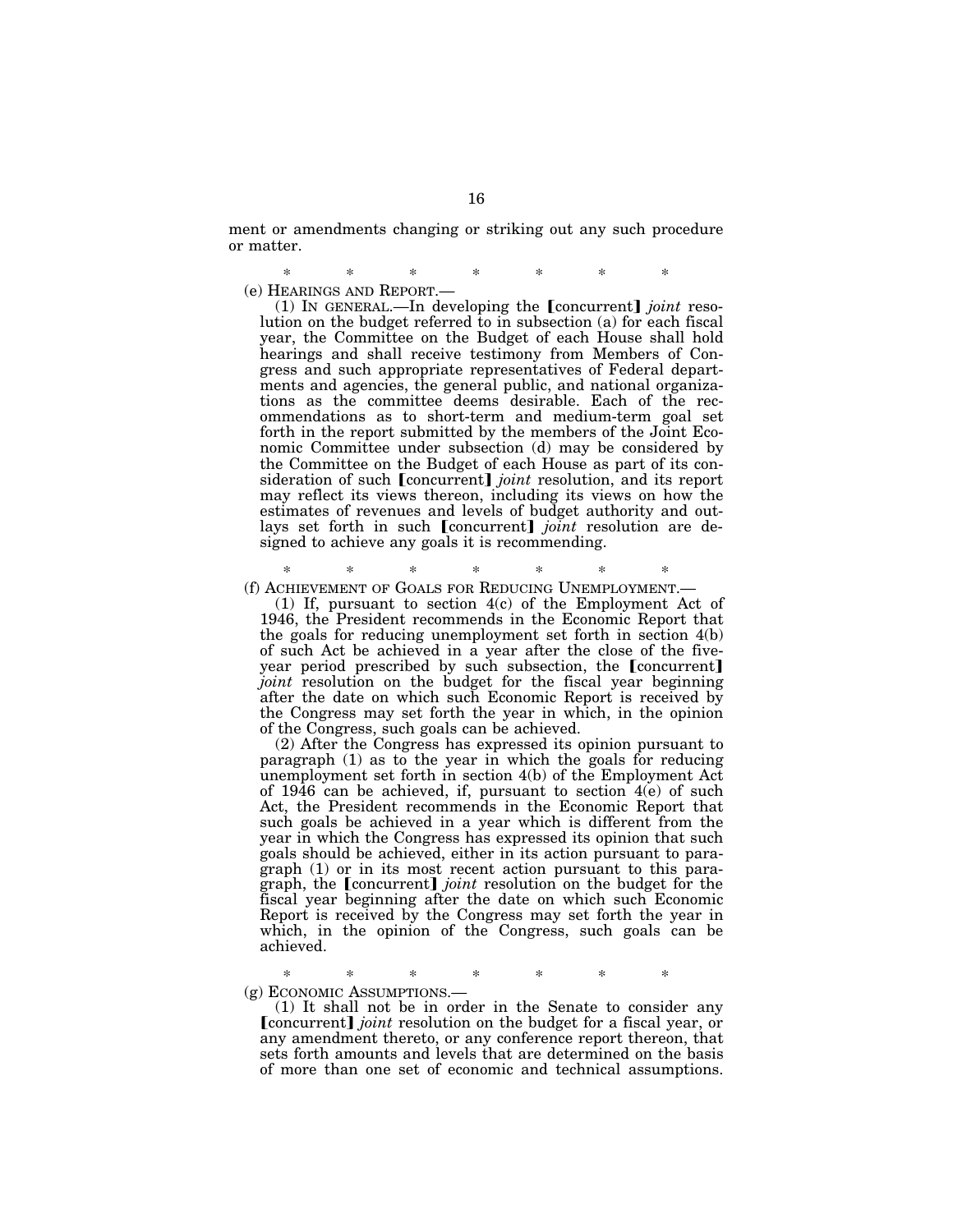ment or amendments changing or striking out any such procedure or matter.

\* \* \* \* \* \* \*

(e) HEARINGS AND REPORT.—

(1) IN GENERAL.—In developing the ⟦concurrent⟧ *joint* resolution on the budget referred to in subsection (a) for each fiscal year, the Committee on the Budget of each House shall hold hearings and shall receive testimony from Members of Congress and such appropriate representatives of Federal departments and agencies, the general public, and national organizations as the committee deems desirable. Each of the recommendations as to short-term and medium-term goal set forth in the report submitted by the members of the Joint Economic Committee under subsection (d) may be considered by the Committee on the Budget of each House as part of its consideration of such ⟦concurrent⟧ *joint* resolution, and its report may reflect its views thereon, including its views on how the estimates of revenues and levels of budget authority and outlays set forth in such ⟦concurrent⟧ *joint* resolution are designed to achieve any goals it is recommending.

\* \* \* \* \* \* \*

(f) ACHIEVEMENT OF GOALS FOR REDUCING UNEMPLOYMENT.—

(1) If, pursuant to section 4(c) of the Employment Act of 1946, the President recommends in the Economic Report that the goals for reducing unemployment set forth in section 4(b) of such Act be achieved in a year after the close of the five-year period prescribed by such subsection, the ⟦concurrent⟧ *joint* resolution on the budget for the fiscal year beginning after the date on which such Economic Report is received by the Congress may set forth the year in which, in the opinion of the Congress, such goals can be achieved.

(2) After the Congress has expressed its opinion pursuant to paragraph (1) as to the year in which the goals for reducing unemployment set forth in section 4(b) of the Employment Act of 1946 can be achieved, if, pursuant to section 4(e) of such Act, the President recommends in the Economic Report that such goals be achieved in a year which is different from the year in which the Congress has expressed its opinion that such goals should be achieved, either in its action pursuant to paragraph (1) or in its most recent action pursuant to this paragraph, the ⟦concurrent⟧ *joint* resolution on the budget for the fiscal year beginning after the date on which such Economic Report is received by the Congress may set forth the year in which, in the opinion of the Congress, such goals can be achieved.

\* \* \* \* \* \* \*

(g) ECONOMIC ASSUMPTIONS.—

(1) It shall not be in order in the Senate to consider any ⟦concurrent⟧ *joint* resolution on the budget for a fiscal year, or any amendment thereto, or any conference report thereon, that sets forth amounts and levels that are determined on the basis of more than one set of economic and technical assumptions.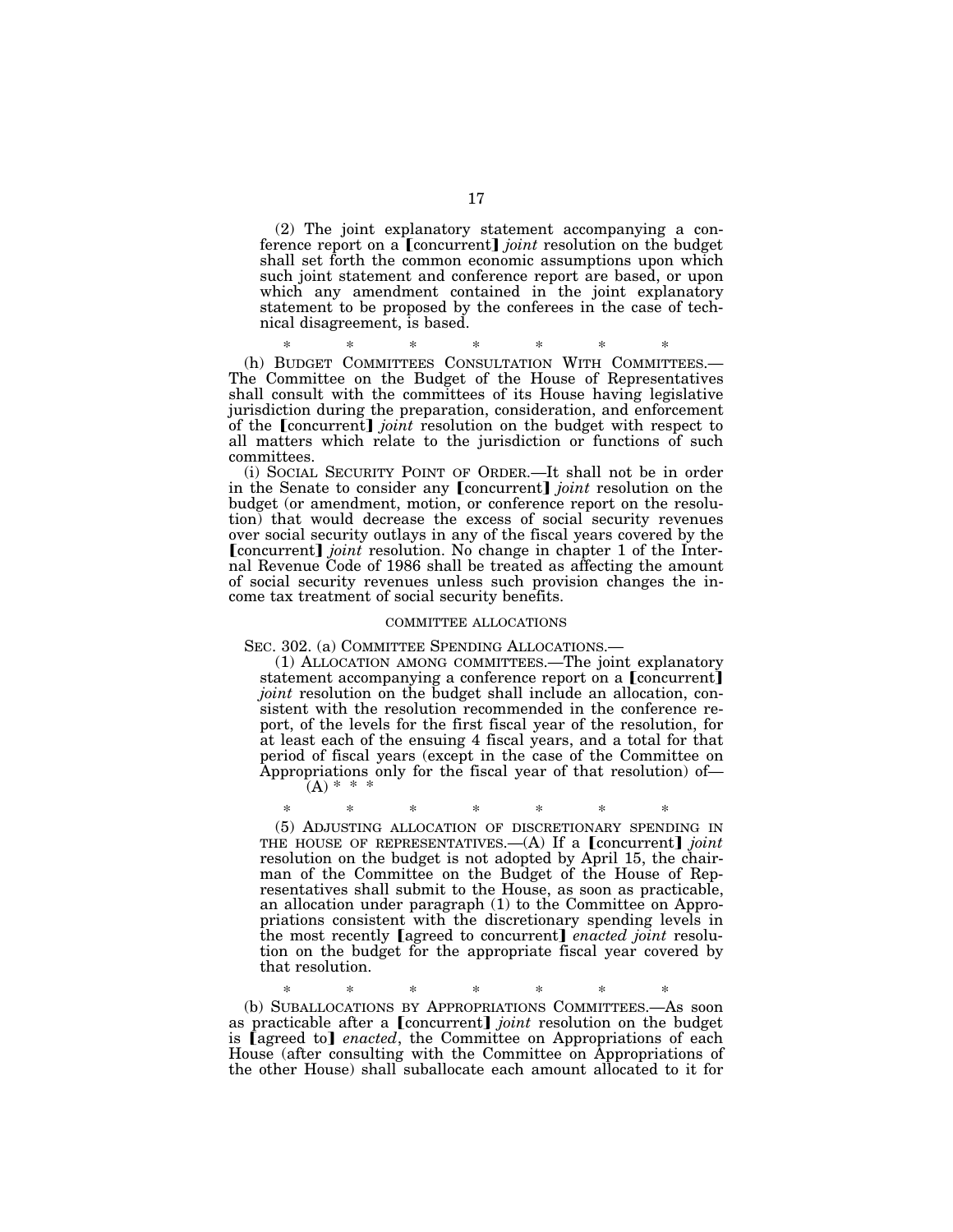(2) The joint explanatory statement accompanying a conference report on a 【concurrent】 *joint* resolution on the budget shall set forth the common economic assumptions upon which such joint statement and conference report are based, or upon which any amendment contained in the joint explanatory statement to be proposed by the conferees in the case of technical disagreement, is based.

\* \* \* \* \* \* \*

(h) BUDGET COMMITTEES CONSULTATION WITH COMMITTEES.—The Committee on the Budget of the House of Representatives shall consult with the committees of its House having legislative jurisdiction during the preparation, consideration, and enforcement of the 【concurrent】 *joint* resolution on the budget with respect to all matters which relate to the jurisdiction or functions of such committees.

(i) SOCIAL SECURITY POINT OF ORDER.—It shall not be in order in the Senate to consider any 【concurrent】 *joint* resolution on the budget (or amendment, motion, or conference report on the resolution) that would decrease the excess of social security revenues over social security outlays in any of the fiscal years covered by the 【concurrent】 *joint* resolution. No change in chapter 1 of the Internal Revenue Code of 1986 shall be treated as affecting the amount of social security revenues unless such provision changes the income tax treatment of social security benefits.

COMMITTEE ALLOCATIONS

SEC. 302. (a) COMMITTEE SPENDING ALLOCATIONS.—

(1) ALLOCATION AMONG COMMITTEES.—The joint explanatory statement accompanying a conference report on a 【concurrent】 *joint* resolution on the budget shall include an allocation, consistent with the resolution recommended in the conference report, of the levels for the first fiscal year of the resolution, for at least each of the ensuing 4 fiscal years, and a total for that period of fiscal years (except in the case of the Committee on Appropriations only for the fiscal year of that resolution) of—

(A) \* \* \*

\* \* \* \* \* \* \*

(5) ADJUSTING ALLOCATION OF DISCRETIONARY SPENDING IN THE HOUSE OF REPRESENTATIVES.—(A) If a 【concurrent】 *joint* resolution on the budget is not adopted by April 15, the chairman of the Committee on the Budget of the House of Representatives shall submit to the House, as soon as practicable, an allocation under paragraph (1) to the Committee on Appropriations consistent with the discretionary spending levels in the most recently 【agreed to concurrent】 *enacted joint* resolution on the budget for the appropriate fiscal year covered by that resolution.

\* \* \* \* \* \* \*

(b) SUBALLOCATIONS BY APPROPRIATIONS COMMITTEES.—As soon as practicable after a 【concurrent】 *joint* resolution on the budget is 【agreed to】 *enacted*, the Committee on Appropriations of each House (after consulting with the Committee on Appropriations of the other House) shall suballocate each amount allocated to it for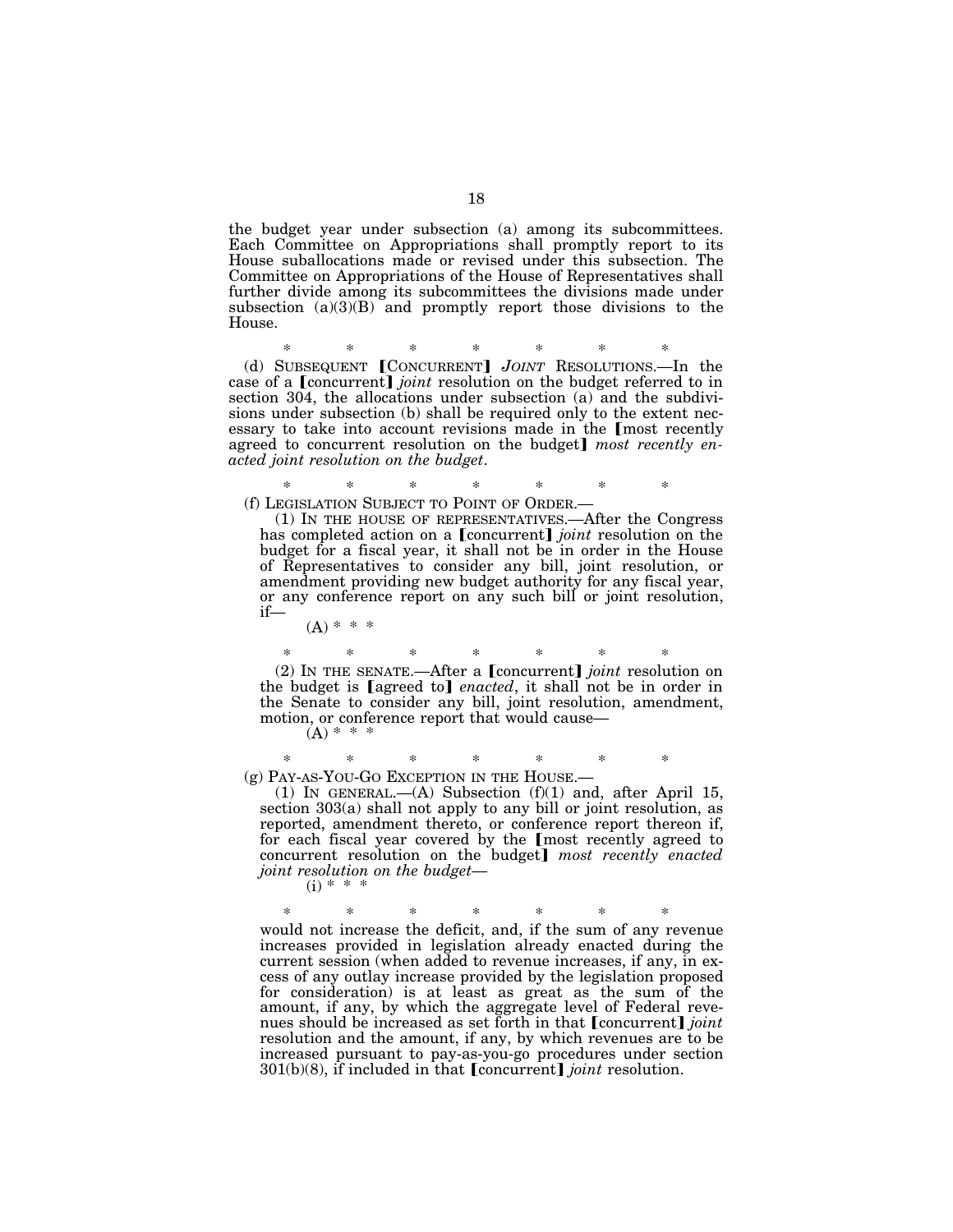the budget year under subsection (a) among its subcommittees. Each Committee on Appropriations shall promptly report to its House suballocations made or revised under this subsection. The Committee on Appropriations of the House of Representatives shall further divide among its subcommittees the divisions made under subsection (a)(3)(B) and promptly report those divisions to the House.

\* \* \* \* \* \* \*

(d) SUBSEQUENT ⟦CONCURRENT⟧ *JOINT* RESOLUTIONS.—In the case of a ⟦concurrent⟧ *joint* resolution on the budget referred to in section 304, the allocations under subsection (a) and the subdivisions under subsection (b) shall be required only to the extent necessary to take into account revisions made in the ⟦most recently agreed to concurrent resolution on the budget⟧ *most recently enacted joint resolution on the budget*.

\* \* \* \* \* \* \*

(f) LEGISLATION SUBJECT TO POINT OF ORDER.—

(1) IN THE HOUSE OF REPRESENTATIVES.—After the Congress has completed action on a ⟦concurrent⟧ *joint* resolution on the budget for a fiscal year, it shall not be in order in the House of Representatives to consider any bill, joint resolution, or amendment providing new budget authority for any fiscal year, or any conference report on any such bill or joint resolution, if—

(A) \* \* \*

\* \* \* \* \* \* \*

(2) IN THE SENATE.—After a ⟦concurrent⟧ *joint* resolution on the budget is ⟦agreed to⟧ *enacted*, it shall not be in order in the Senate to consider any bill, joint resolution, amendment, motion, or conference report that would cause—

(A) \* \* \*

\* \* \* \* \* \* \*

(g) PAY-AS-YOU-GO EXCEPTION IN THE HOUSE.—

(1) IN GENERAL.—(A) Subsection (f)(1) and, after April 15, section 303(a) shall not apply to any bill or joint resolution, as reported, amendment thereto, or conference report thereon if, for each fiscal year covered by the ⟦most recently agreed to concurrent resolution on the budget⟧ *most recently enacted joint resolution on the budget*—

(i) \* \* \*

\* \* \* \* \* \* \*

would not increase the deficit, and, if the sum of any revenue increases provided in legislation already enacted during the current session (when added to revenue increases, if any, in excess of any outlay increase provided by the legislation proposed for consideration) is at least as great as the sum of the amount, if any, by which the aggregate level of Federal revenues should be increased as set forth in that ⟦concurrent⟧ *joint* resolution and the amount, if any, by which revenues are to be increased pursuant to pay-as-you-go procedures under section 301(b)(8), if included in that ⟦concurrent⟧ *joint* resolution.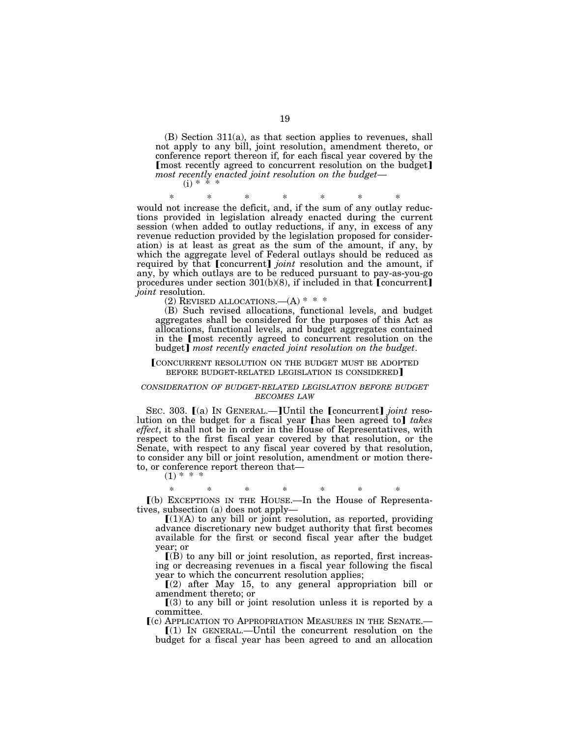(B) Section 311(a), as that section applies to revenues, shall not apply to any bill, joint resolution, amendment thereto, or conference report thereon if, for each fiscal year covered by the [most recently agreed to concurrent resolution on the budget] *most recently enacted joint resolution on the budget*—

(i) * * *

\* \* \* \* \* \* \*

would not increase the deficit, and, if the sum of any outlay reductions provided in legislation already enacted during the current session (when added to outlay reductions, if any, in excess of any revenue reduction provided by the legislation proposed for consideration) is at least as great as the sum of the amount, if any, by which the aggregate level of Federal outlays should be reduced as required by that [concurrent] *joint* resolution and the amount, if any, by which outlays are to be reduced pursuant to pay-as-you-go procedures under section 301(b)(8), if included in that [concurrent] *joint* resolution.

(2) REVISED ALLOCATIONS.—(A) * * *

(B) Such revised allocations, functional levels, and budget aggregates shall be considered for the purposes of this Act as allocations, functional levels, and budget aggregates contained in the [most recently agreed to concurrent resolution on the budget] *most recently enacted joint resolution on the budget*.

[CONCURRENT RESOLUTION ON THE BUDGET MUST BE ADOPTED BEFORE BUDGET-RELATED LEGISLATION IS CONSIDERED]

*CONSIDERATION OF BUDGET-RELATED LEGISLATION BEFORE BUDGET BECOMES LAW*

SEC. 303. [(a) IN GENERAL.—]Until the [concurrent] *joint* resolution on the budget for a fiscal year [has been agreed to] *takes effect*, it shall not be in order in the House of Representatives, with respect to the first fiscal year covered by that resolution, or the Senate, with respect to any fiscal year covered by that resolution, to consider any bill or joint resolution, amendment or motion thereto, or conference report thereon that—

(1) * * *

\* \* \* \* \* \* \*

[(b) EXCEPTIONS IN THE HOUSE.—In the House of Representatives, subsection (a) does not apply—

[(1)(A) to any bill or joint resolution, as reported, providing advance discretionary new budget authority that first becomes available for the first or second fiscal year after the budget year; or

[(B) to any bill or joint resolution, as reported, first increasing or decreasing revenues in a fiscal year following the fiscal year to which the concurrent resolution applies;

[(2) after May 15, to any general appropriation bill or amendment thereto; or

[(3) to any bill or joint resolution unless it is reported by a committee.

[(c) APPLICATION TO APPROPRIATION MEASURES IN THE SENATE.—

[(1) IN GENERAL.—Until the concurrent resolution on the budget for a fiscal year has been agreed to and an allocation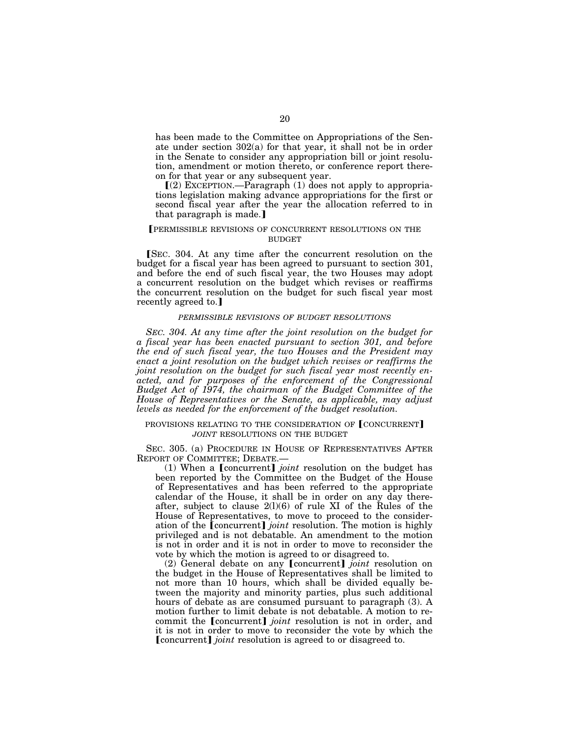has been made to the Committee on Appropriations of the Senate under section 302(a) for that year, it shall not be in order in the Senate to consider any appropriation bill or joint resolution, amendment or motion thereto, or conference report thereon for that year or any subsequent year.

⟦(2) EXCEPTION.—Paragraph (1) does not apply to appropriations legislation making advance appropriations for the first or second fiscal year after the year the allocation referred to in that paragraph is made.⟧

⟦PERMISSIBLE REVISIONS OF CONCURRENT RESOLUTIONS ON THE BUDGET

⟦SEC. 304. At any time after the concurrent resolution on the budget for a fiscal year has been agreed to pursuant to section 301, and before the end of such fiscal year, the two Houses may adopt a concurrent resolution on the budget which revises or reaffirms the concurrent resolution on the budget for such fiscal year most recently agreed to.⟧

*PERMISSIBLE REVISIONS OF BUDGET RESOLUTIONS*

*SEC. 304. At any time after the joint resolution on the budget for a fiscal year has been enacted pursuant to section 301, and before the end of such fiscal year, the two Houses and the President may enact a joint resolution on the budget which revises or reaffirms the joint resolution on the budget for such fiscal year most recently enacted, and for purposes of the enforcement of the Congressional Budget Act of 1974, the chairman of the Budget Committee of the House of Representatives or the Senate, as applicable, may adjust levels as needed for the enforcement of the budget resolution.*

PROVISIONS RELATING TO THE CONSIDERATION OF ⟦CONCURRENT⟧ *JOINT* RESOLUTIONS ON THE BUDGET

SEC. 305. (a) PROCEDURE IN HOUSE OF REPRESENTATIVES AFTER REPORT OF COMMITTEE; DEBATE.—

(1) When a ⟦concurrent⟧ *joint* resolution on the budget has been reported by the Committee on the Budget of the House of Representatives and has been referred to the appropriate calendar of the House, it shall be in order on any day thereafter, subject to clause 2(l)(6) of rule XI of the Rules of the House of Representatives, to move to proceed to the consideration of the ⟦concurrent⟧ *joint* resolution. The motion is highly privileged and is not debatable. An amendment to the motion is not in order and it is not in order to move to reconsider the vote by which the motion is agreed to or disagreed to.

(2) General debate on any ⟦concurrent⟧ *joint* resolution on the budget in the House of Representatives shall be limited to not more than 10 hours, which shall be divided equally between the majority and minority parties, plus such additional hours of debate as are consumed pursuant to paragraph (3). A motion further to limit debate is not debatable. A motion to recommit the ⟦concurrent⟧ *joint* resolution is not in order, and it is not in order to move to reconsider the vote by which the ⟦concurrent⟧ *joint* resolution is agreed to or disagreed to.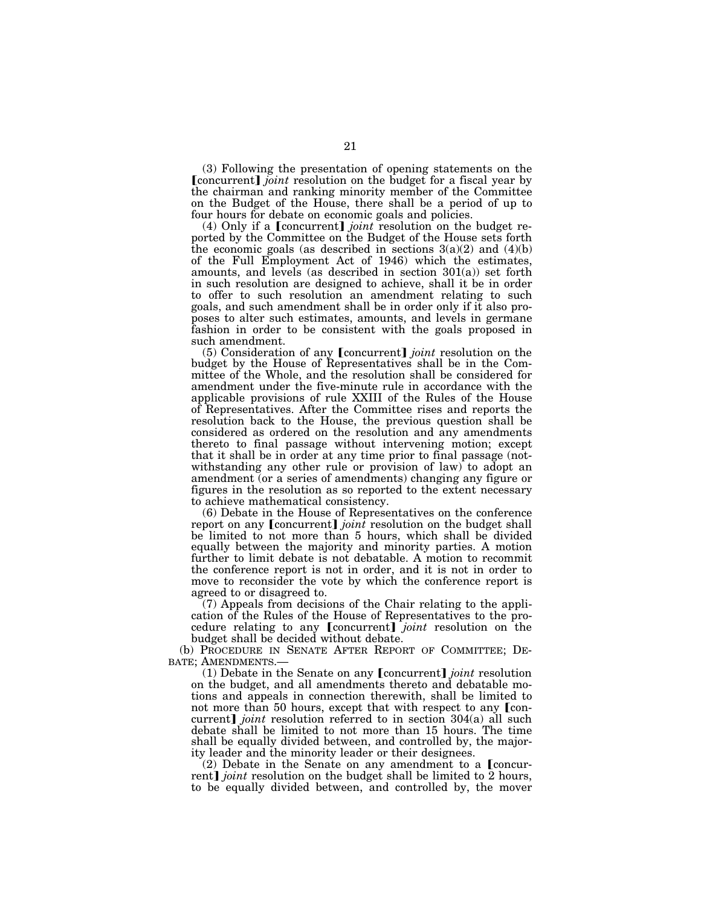(3) Following the presentation of opening statements on the ⟦concurrent⟧ *joint* resolution on the budget for a fiscal year by the chairman and ranking minority member of the Committee on the Budget of the House, there shall be a period of up to four hours for debate on economic goals and policies.

(4) Only if a ⟦concurrent⟧ *joint* resolution on the budget reported by the Committee on the Budget of the House sets forth the economic goals (as described in sections 3(a)(2) and (4)(b) of the Full Employment Act of 1946) which the estimates, amounts, and levels (as described in section 301(a)) set forth in such resolution are designed to achieve, shall it be in order to offer to such resolution an amendment relating to such goals, and such amendment shall be in order only if it also proposes to alter such estimates, amounts, and levels in germane fashion in order to be consistent with the goals proposed in such amendment.

(5) Consideration of any ⟦concurrent⟧ *joint* resolution on the budget by the House of Representatives shall be in the Committee of the Whole, and the resolution shall be considered for amendment under the five-minute rule in accordance with the applicable provisions of rule XXIII of the Rules of the House of Representatives. After the Committee rises and reports the resolution back to the House, the previous question shall be considered as ordered on the resolution and any amendments thereto to final passage without intervening motion; except that it shall be in order at any time prior to final passage (notwithstanding any other rule or provision of law) to adopt an amendment (or a series of amendments) changing any figure or figures in the resolution as so reported to the extent necessary to achieve mathematical consistency.

(6) Debate in the House of Representatives on the conference report on any ⟦concurrent⟧ *joint* resolution on the budget shall be limited to not more than 5 hours, which shall be divided equally between the majority and minority parties. A motion further to limit debate is not debatable. A motion to recommit the conference report is not in order, and it is not in order to move to reconsider the vote by which the conference report is agreed to or disagreed to.

(7) Appeals from decisions of the Chair relating to the application of the Rules of the House of Representatives to the procedure relating to any ⟦concurrent⟧ *joint* resolution on the budget shall be decided without debate.

(b) PROCEDURE IN SENATE AFTER REPORT OF COMMITTEE; DEBATE; AMENDMENTS.—

(1) Debate in the Senate on any ⟦concurrent⟧ *joint* resolution on the budget, and all amendments thereto and debatable motions and appeals in connection therewith, shall be limited to not more than 50 hours, except that with respect to any ⟦concurrent⟧ *joint* resolution referred to in section 304(a) all such debate shall be limited to not more than 15 hours. The time shall be equally divided between, and controlled by, the majority leader and the minority leader or their designees.

(2) Debate in the Senate on any amendment to a ⟦concurrent⟧ *joint* resolution on the budget shall be limited to 2 hours, to be equally divided between, and controlled by, the mover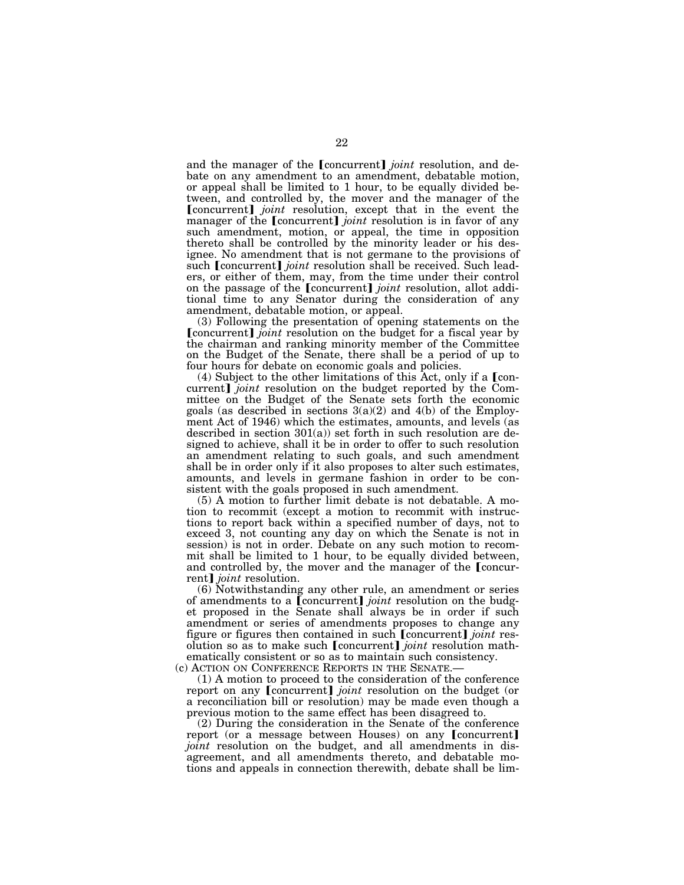and the manager of the [concurrent] *joint* resolution, and debate on any amendment to an amendment, debatable motion, or appeal shall be limited to 1 hour, to be equally divided between, and controlled by, the mover and the manager of the [concurrent] *joint* resolution, except that in the event the manager of the [concurrent] *joint* resolution is in favor of any such amendment, motion, or appeal, the time in opposition thereto shall be controlled by the minority leader or his designee. No amendment that is not germane to the provisions of such [concurrent] *joint* resolution shall be received. Such leaders, or either of them, may, from the time under their control on the passage of the [concurrent] *joint* resolution, allot additional time to any Senator during the consideration of any amendment, debatable motion, or appeal.

(3) Following the presentation of opening statements on the [concurrent] *joint* resolution on the budget for a fiscal year by the chairman and ranking minority member of the Committee on the Budget of the Senate, there shall be a period of up to four hours for debate on economic goals and policies.

(4) Subject to the other limitations of this Act, only if a [concurrent] *joint* resolution on the budget reported by the Committee on the Budget of the Senate sets forth the economic goals (as described in sections 3(a)(2) and 4(b) of the Employment Act of 1946) which the estimates, amounts, and levels (as described in section 301(a)) set forth in such resolution are designed to achieve, shall it be in order to offer to such resolution an amendment relating to such goals, and such amendment shall be in order only if it also proposes to alter such estimates, amounts, and levels in germane fashion in order to be consistent with the goals proposed in such amendment.

(5) A motion to further limit debate is not debatable. A motion to recommit (except a motion to recommit with instructions to report back within a specified number of days, not to exceed 3, not counting any day on which the Senate is not in session) is not in order. Debate on any such motion to recommit shall be limited to 1 hour, to be equally divided between, and controlled by, the mover and the manager of the [concurrent] *joint* resolution.

(6) Notwithstanding any other rule, an amendment or series of amendments to a [concurrent] *joint* resolution on the budget proposed in the Senate shall always be in order if such amendment or series of amendments proposes to change any figure or figures then contained in such [concurrent] *joint* resolution so as to make such [concurrent] *joint* resolution mathematically consistent or so as to maintain such consistency.

(c) ACTION ON CONFERENCE REPORTS IN THE SENATE.—

(1) A motion to proceed to the consideration of the conference report on any [concurrent] *joint* resolution on the budget (or a reconciliation bill or resolution) may be made even though a previous motion to the same effect has been disagreed to.

(2) During the consideration in the Senate of the conference report (or a message between Houses) on any [concurrent] *joint* resolution on the budget, and all amendments in disagreement, and all amendments thereto, and debatable motions and appeals in connection therewith, debate shall be lim-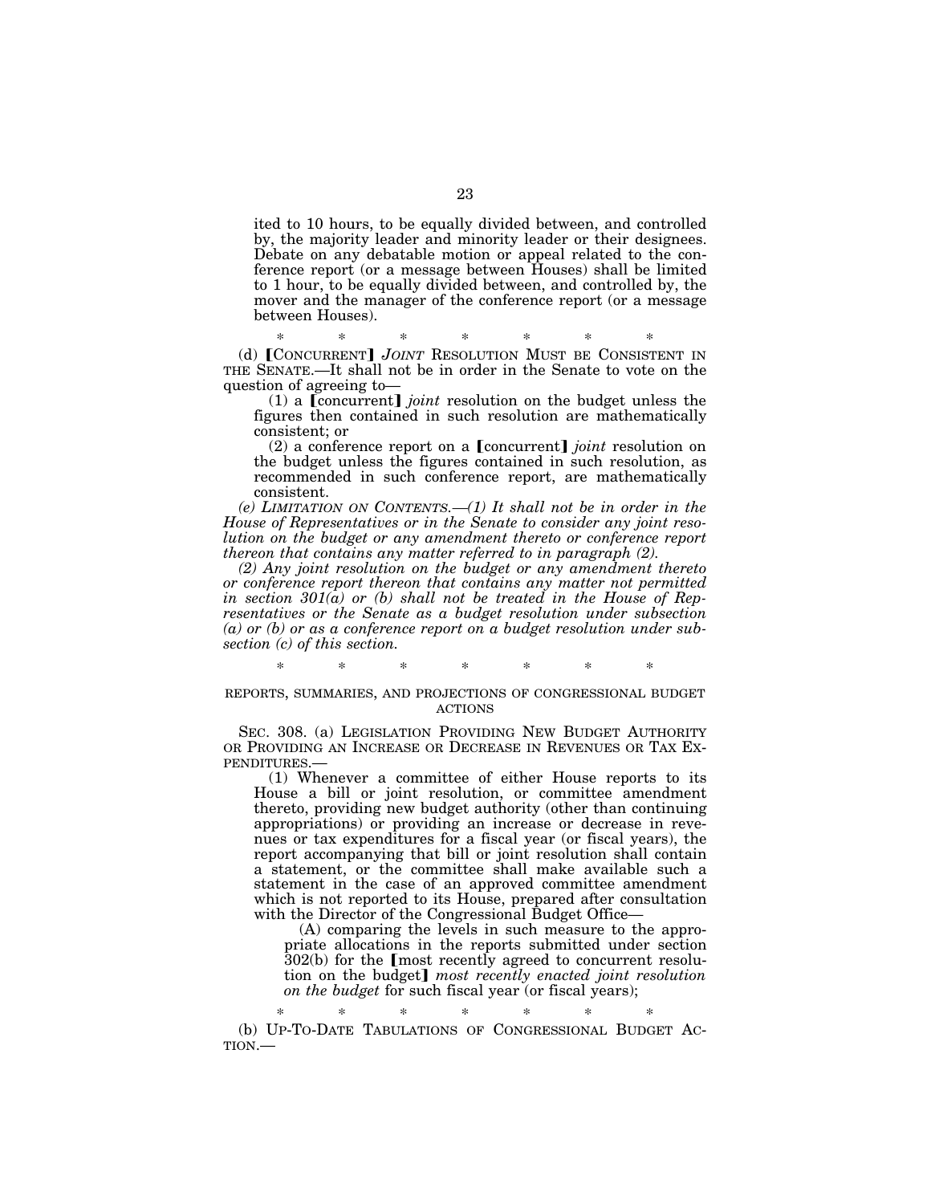ited to 10 hours, to be equally divided between, and controlled by, the majority leader and minority leader or their designees. Debate on any debatable motion or appeal related to the conference report (or a message between Houses) shall be limited to 1 hour, to be equally divided between, and controlled by, the mover and the manager of the conference report (or a message between Houses).

\* \* \* \* \* \* \*

(d) 【CONCURRENT】 *JOINT* RESOLUTION MUST BE CONSISTENT IN THE SENATE.—It shall not be in order in the Senate to vote on the question of agreeing to—

(1) a 【concurrent】 *joint* resolution on the budget unless the figures then contained in such resolution are mathematically consistent; or

(2) a conference report on a 【concurrent】 *joint* resolution on the budget unless the figures contained in such resolution, as recommended in such conference report, are mathematically consistent.

*(e) LIMITATION ON CONTENTS.—(1) It shall not be in order in the House of Representatives or in the Senate to consider any joint resolution on the budget or any amendment thereto or conference report thereon that contains any matter referred to in paragraph (2).*

*(2) Any joint resolution on the budget or any amendment thereto or conference report thereon that contains any matter not permitted in section 301(a) or (b) shall not be treated in the House of Representatives or the Senate as a budget resolution under subsection (a) or (b) or as a conference report on a budget resolution under subsection (c) of this section.*

\* \* \* \* \* \* \*

REPORTS, SUMMARIES, AND PROJECTIONS OF CONGRESSIONAL BUDGET ACTIONS

SEC. 308. (a) LEGISLATION PROVIDING NEW BUDGET AUTHORITY OR PROVIDING AN INCREASE OR DECREASE IN REVENUES OR TAX EXPENDITURES.—

(1) Whenever a committee of either House reports to its House a bill or joint resolution, or committee amendment thereto, providing new budget authority (other than continuing appropriations) or providing an increase or decrease in revenues or tax expenditures for a fiscal year (or fiscal years), the report accompanying that bill or joint resolution shall contain a statement, or the committee shall make available such a statement in the case of an approved committee amendment which is not reported to its House, prepared after consultation with the Director of the Congressional Budget Office—

(A) comparing the levels in such measure to the appropriate allocations in the reports submitted under section 302(b) for the 【most recently agreed to concurrent resolution on the budget】 *most recently enacted joint resolution on the budget* for such fiscal year (or fiscal years);

\* \* \* \* \* \* \*

(b) UP-TO-DATE TABULATIONS OF CONGRESSIONAL BUDGET ACTION.—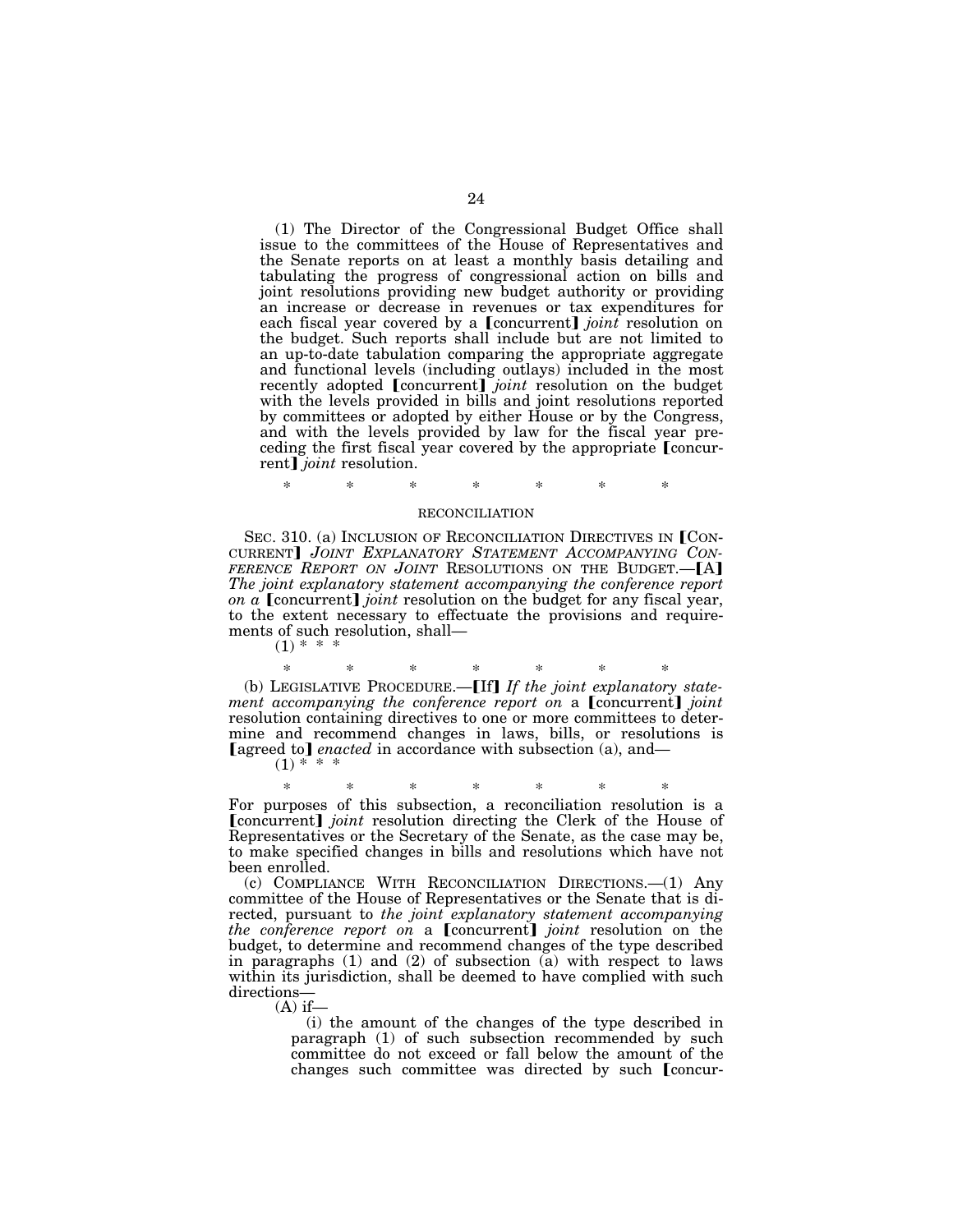(1) The Director of the Congressional Budget Office shall issue to the committees of the House of Representatives and the Senate reports on at least a monthly basis detailing and tabulating the progress of congressional action on bills and joint resolutions providing new budget authority or providing an increase or decrease in revenues or tax expenditures for each fiscal year covered by a [concurrent] *joint* resolution on the budget. Such reports shall include but are not limited to an up-to-date tabulation comparing the appropriate aggregate and functional levels (including outlays) included in the most recently adopted [concurrent] *joint* resolution on the budget with the levels provided in bills and joint resolutions reported by committees or adopted by either House or by the Congress, and with the levels provided by law for the fiscal year preceding the first fiscal year covered by the appropriate [concurrent] *joint* resolution.

\* \* \* \* \* \* \*

RECONCILIATION

SEC. 310. (a) INCLUSION OF RECONCILIATION DIRECTIVES IN [CONCURRENT] *JOINT EXPLANATORY STATEMENT ACCOMPANYING CONFERENCE REPORT ON JOINT* RESOLUTIONS ON THE BUDGET.—[A] *The joint explanatory statement accompanying the conference report on a* [concurrent] *joint* resolution on the budget for any fiscal year, to the extent necessary to effectuate the provisions and requirements of such resolution, shall—

(1) \* \* \*

\* \* \* \* \* \* \*

(b) LEGISLATIVE PROCEDURE.—[If] *If the joint explanatory statement accompanying the conference report on* a [concurrent] *joint* resolution containing directives to one or more committees to determine and recommend changes in laws, bills, or resolutions is [agreed to] *enacted* in accordance with subsection (a), and—

(1) \* \* \*

\* \* \* \* \* \* \*

For purposes of this subsection, a reconciliation resolution is a [concurrent] *joint* resolution directing the Clerk of the House of Representatives or the Secretary of the Senate, as the case may be, to make specified changes in bills and resolutions which have not been enrolled.

(c) COMPLIANCE WITH RECONCILIATION DIRECTIONS.—(1) Any committee of the House of Representatives or the Senate that is directed, pursuant to *the joint explanatory statement accompanying the conference report on* a [concurrent] *joint* resolution on the budget, to determine and recommend changes of the type described in paragraphs (1) and (2) of subsection (a) with respect to laws within its jurisdiction, shall be deemed to have complied with such directions—

(A) if—

(i) the amount of the changes of the type described in paragraph (1) of such subsection recommended by such committee do not exceed or fall below the amount of the changes such committee was directed by such [concur-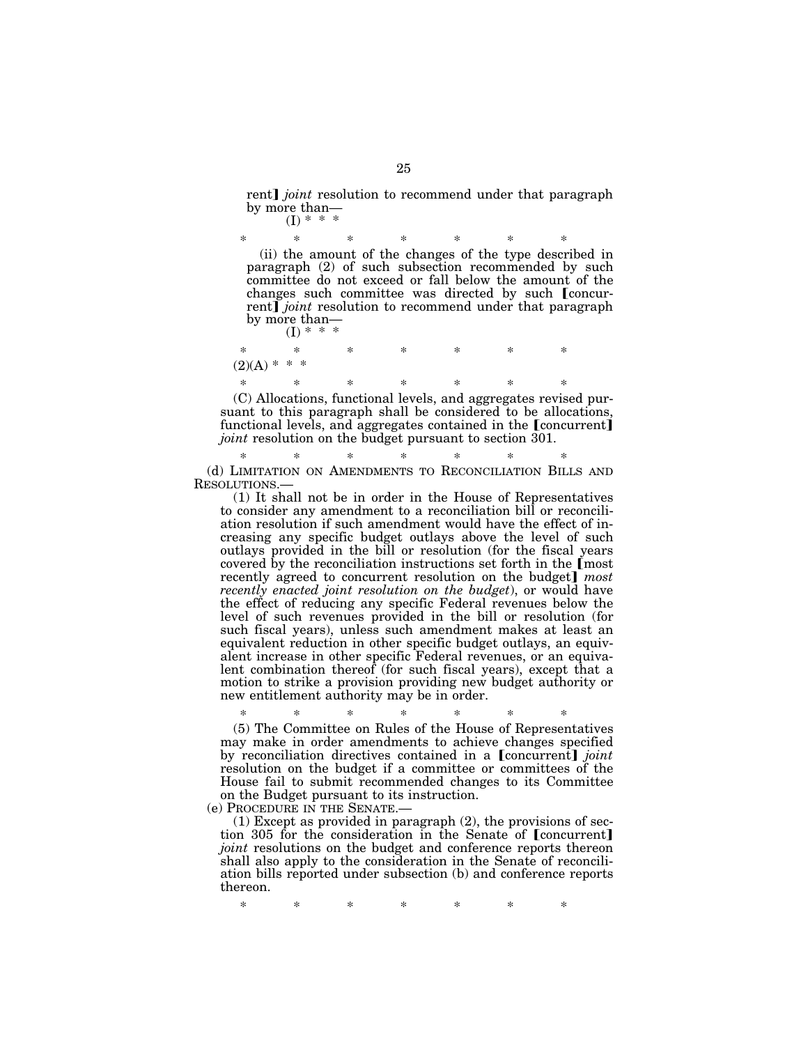rent】 *joint* resolution to recommend under that paragraph by more than—

(I) * * *

\* \* \* \* \* \* \*

(ii) the amount of the changes of the type described in paragraph (2) of such subsection recommended by such committee do not exceed or fall below the amount of the changes such committee was directed by such 【concurrent】 *joint* resolution to recommend under that paragraph by more than—

(I) * * *

\* \* \* \* \* \* \*

(2)(A) * * *

\* \* \* \* \* \* \*

(C) Allocations, functional levels, and aggregates revised pursuant to this paragraph shall be considered to be allocations, functional levels, and aggregates contained in the 【concurrent】 *joint* resolution on the budget pursuant to section 301.

\* \* \* \* \* \* \*

(d) LIMITATION ON AMENDMENTS TO RECONCILIATION BILLS AND RESOLUTIONS.—

(1) It shall not be in order in the House of Representatives to consider any amendment to a reconciliation bill or reconciliation resolution if such amendment would have the effect of increasing any specific budget outlays above the level of such outlays provided in the bill or resolution (for the fiscal years covered by the reconciliation instructions set forth in the 【most recently agreed to concurrent resolution on the budget】 *most recently enacted joint resolution on the budget*), or would have the effect of reducing any specific Federal revenues below the level of such revenues provided in the bill or resolution (for such fiscal years), unless such amendment makes at least an equivalent reduction in other specific budget outlays, an equivalent increase in other specific Federal revenues, or an equivalent combination thereof (for such fiscal years), except that a motion to strike a provision providing new budget authority or new entitlement authority may be in order.

\* \* \* \* \* \* \*

(5) The Committee on Rules of the House of Representatives may make in order amendments to achieve changes specified by reconciliation directives contained in a 【concurrent】 *joint* resolution on the budget if a committee or committees of the House fail to submit recommended changes to its Committee on the Budget pursuant to its instruction.

(e) PROCEDURE IN THE SENATE.—

(1) Except as provided in paragraph (2), the provisions of section 305 for the consideration in the Senate of 【concurrent】 *joint* resolutions on the budget and conference reports thereon shall also apply to the consideration in the Senate of reconciliation bills reported under subsection (b) and conference reports thereon.

\* \* \* \* \* \* \*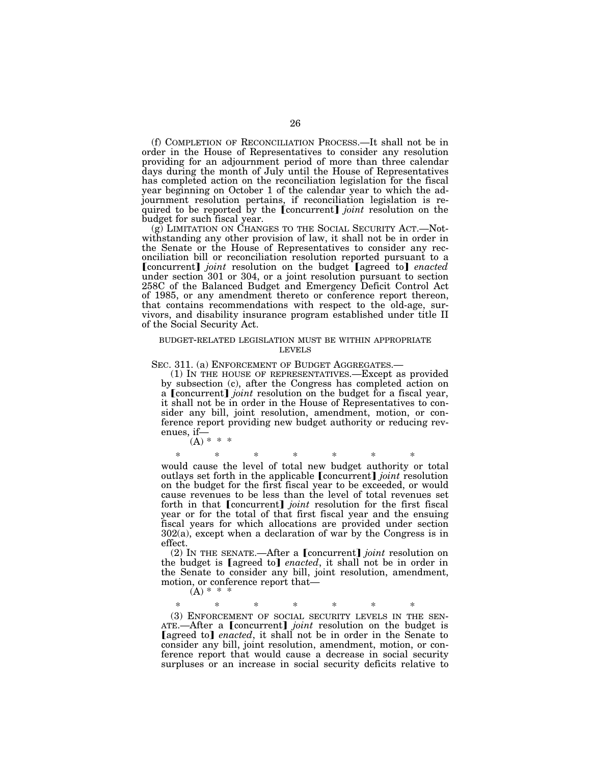(f) COMPLETION OF RECONCILIATION PROCESS.—It shall not be in order in the House of Representatives to consider any resolution providing for an adjournment period of more than three calendar days during the month of July until the House of Representatives has completed action on the reconciliation legislation for the fiscal year beginning on October 1 of the calendar year to which the adjournment resolution pertains, if reconciliation legislation is required to be reported by the 【concurrent】 *joint* resolution on the budget for such fiscal year.

(g) LIMITATION ON CHANGES TO THE SOCIAL SECURITY ACT.—Notwithstanding any other provision of law, it shall not be in order in the Senate or the House of Representatives to consider any reconciliation bill or reconciliation resolution reported pursuant to a 【concurrent】 *joint* resolution on the budget 【agreed to】 *enacted* under section 301 or 304, or a joint resolution pursuant to section 258C of the Balanced Budget and Emergency Deficit Control Act of 1985, or any amendment thereto or conference report thereon, that contains recommendations with respect to the old-age, survivors, and disability insurance program established under title II of the Social Security Act.

BUDGET-RELATED LEGISLATION MUST BE WITHIN APPROPRIATE LEVELS

SEC. 311. (a) ENFORCEMENT OF BUDGET AGGREGATES.—

(1) IN THE HOUSE OF REPRESENTATIVES.—Except as provided by subsection (c), after the Congress has completed action on a 【concurrent】 *joint* resolution on the budget for a fiscal year, it shall not be in order in the House of Representatives to consider any bill, joint resolution, amendment, motion, or conference report providing new budget authority or reducing revenues, if—

(A) * * *

\* \* \* \* \* \* \*

would cause the level of total new budget authority or total outlays set forth in the applicable 【concurrent】 *joint* resolution on the budget for the first fiscal year to be exceeded, or would cause revenues to be less than the level of total revenues set forth in that 【concurrent】 *joint* resolution for the first fiscal year or for the total of that first fiscal year and the ensuing fiscal years for which allocations are provided under section 302(a), except when a declaration of war by the Congress is in effect.

(2) IN THE SENATE.—After a 【concurrent】 *joint* resolution on the budget is 【agreed to】 *enacted*, it shall not be in order in the Senate to consider any bill, joint resolution, amendment, motion, or conference report that—

(A) * * *

\* \* \* \* \* \* \*

(3) ENFORCEMENT OF SOCIAL SECURITY LEVELS IN THE SENATE.—After a 【concurrent】 *joint* resolution on the budget is 【agreed to】 *enacted*, it shall not be in order in the Senate to consider any bill, joint resolution, amendment, motion, or conference report that would cause a decrease in social security surpluses or an increase in social security deficits relative to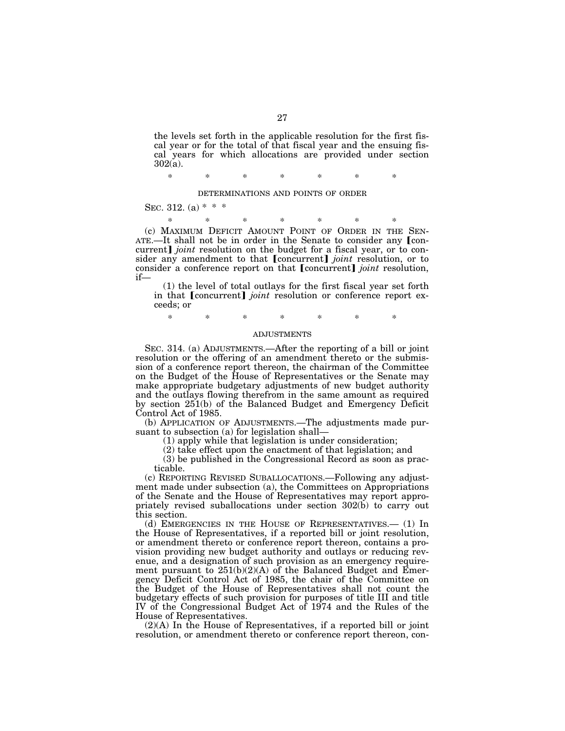the levels set forth in the applicable resolution for the first fiscal year or for the total of that fiscal year and the ensuing fiscal years for which allocations are provided under section 302(a).

\* \* \* \* \* \* \*

DETERMINATIONS AND POINTS OF ORDER

SEC. 312. (a) \* \* \*

\* \* \* \* \* \* \*

(c) MAXIMUM DEFICIT AMOUNT POINT OF ORDER IN THE SENATE.—It shall not be in order in the Senate to consider any 【concurrent】 *joint* resolution on the budget for a fiscal year, or to consider any amendment to that 【concurrent】 *joint* resolution, or to consider a conference report on that 【concurrent】 *joint* resolution, if—

(1) the level of total outlays for the first fiscal year set forth in that 【concurrent】 *joint* resolution or conference report exceeds; or

\* \* \* \* \* \* \*

ADJUSTMENTS

SEC. 314. (a) ADJUSTMENTS.—After the reporting of a bill or joint resolution or the offering of an amendment thereto or the submission of a conference report thereon, the chairman of the Committee on the Budget of the House of Representatives or the Senate may make appropriate budgetary adjustments of new budget authority and the outlays flowing therefrom in the same amount as required by section 251(b) of the Balanced Budget and Emergency Deficit Control Act of 1985.

(b) APPLICATION OF ADJUSTMENTS.—The adjustments made pursuant to subsection (a) for legislation shall—

(1) apply while that legislation is under consideration;

(2) take effect upon the enactment of that legislation; and

(3) be published in the Congressional Record as soon as practicable.

(c) REPORTING REVISED SUBALLOCATIONS.—Following any adjustment made under subsection (a), the Committees on Appropriations of the Senate and the House of Representatives may report appropriately revised suballocations under section 302(b) to carry out this section.

(d) EMERGENCIES IN THE HOUSE OF REPRESENTATIVES.— (1) In the House of Representatives, if a reported bill or joint resolution, or amendment thereto or conference report thereon, contains a provision providing new budget authority and outlays or reducing revenue, and a designation of such provision as an emergency requirement pursuant to 251(b)(2)(A) of the Balanced Budget and Emergency Deficit Control Act of 1985, the chair of the Committee on the Budget of the House of Representatives shall not count the budgetary effects of such provision for purposes of title III and title IV of the Congressional Budget Act of 1974 and the Rules of the House of Representatives.

(2)(A) In the House of Representatives, if a reported bill or joint resolution, or amendment thereto or conference report thereon, con-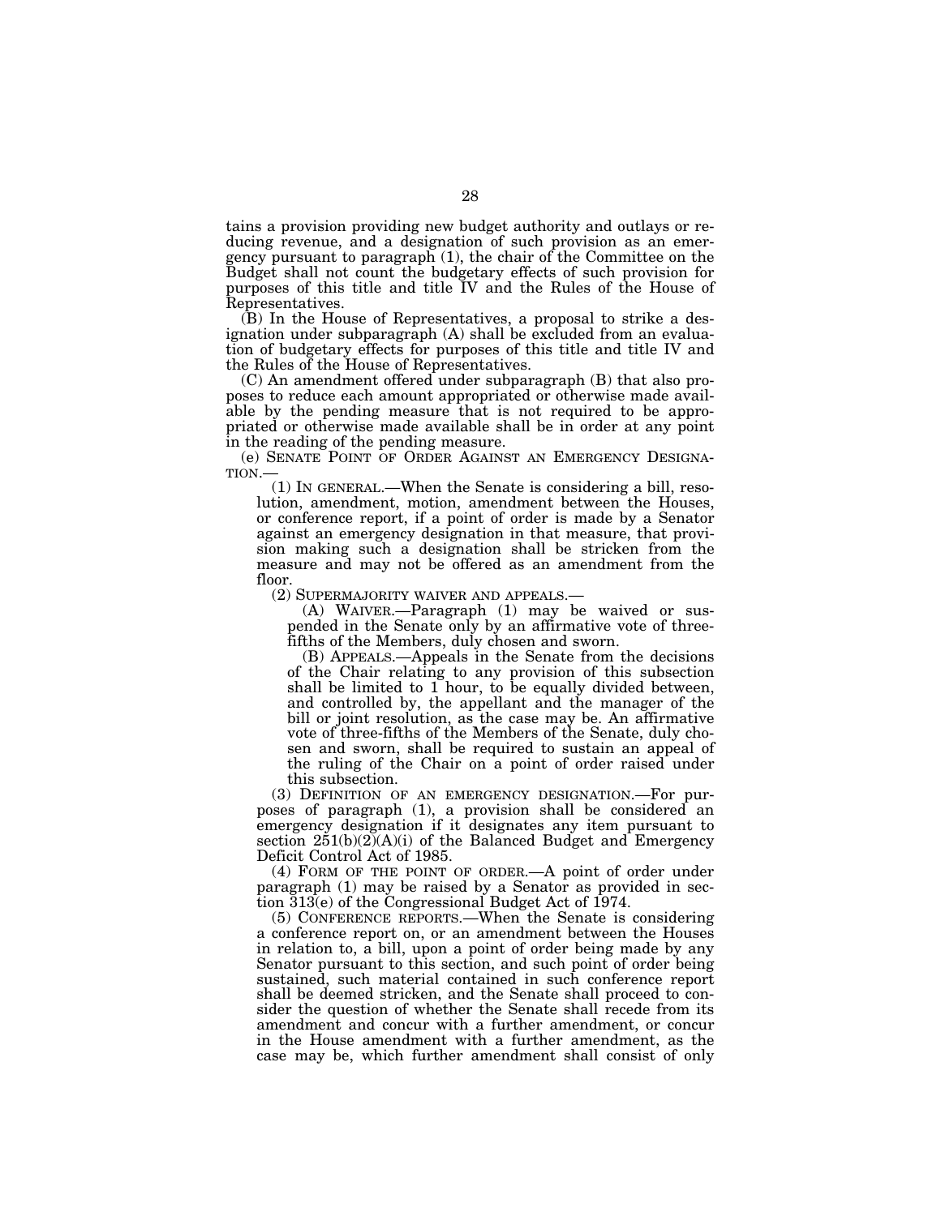tains a provision providing new budget authority and outlays or reducing revenue, and a designation of such provision as an emergency pursuant to paragraph (1), the chair of the Committee on the Budget shall not count the budgetary effects of such provision for purposes of this title and title IV and the Rules of the House of Representatives.

(B) In the House of Representatives, a proposal to strike a designation under subparagraph (A) shall be excluded from an evaluation of budgetary effects for purposes of this title and title IV and the Rules of the House of Representatives.

(C) An amendment offered under subparagraph (B) that also proposes to reduce each amount appropriated or otherwise made available by the pending measure that is not required to be appropriated or otherwise made available shall be in order at any point in the reading of the pending measure.

(e) SENATE POINT OF ORDER AGAINST AN EMERGENCY DESIGNATION.—

(1) IN GENERAL.—When the Senate is considering a bill, resolution, amendment, motion, amendment between the Houses, or conference report, if a point of order is made by a Senator against an emergency designation in that measure, that provision making such a designation shall be stricken from the measure and may not be offered as an amendment from the floor.

(2) SUPERMAJORITY WAIVER AND APPEALS.—

(A) WAIVER.—Paragraph (1) may be waived or suspended in the Senate only by an affirmative vote of three-fifths of the Members, duly chosen and sworn.

(B) APPEALS.—Appeals in the Senate from the decisions of the Chair relating to any provision of this subsection shall be limited to 1 hour, to be equally divided between, and controlled by, the appellant and the manager of the bill or joint resolution, as the case may be. An affirmative vote of three-fifths of the Members of the Senate, duly chosen and sworn, shall be required to sustain an appeal of the ruling of the Chair on a point of order raised under this subsection.

(3) DEFINITION OF AN EMERGENCY DESIGNATION.—For purposes of paragraph (1), a provision shall be considered an emergency designation if it designates any item pursuant to section 251(b)(2)(A)(i) of the Balanced Budget and Emergency Deficit Control Act of 1985.

(4) FORM OF THE POINT OF ORDER.—A point of order under paragraph (1) may be raised by a Senator as provided in section 313(e) of the Congressional Budget Act of 1974.

(5) CONFERENCE REPORTS.—When the Senate is considering a conference report on, or an amendment between the Houses in relation to, a bill, upon a point of order being made by any Senator pursuant to this section, and such point of order being sustained, such material contained in such conference report shall be deemed stricken, and the Senate shall proceed to consider the question of whether the Senate shall recede from its amendment and concur with a further amendment, or concur in the House amendment with a further amendment, as the case may be, which further amendment shall consist of only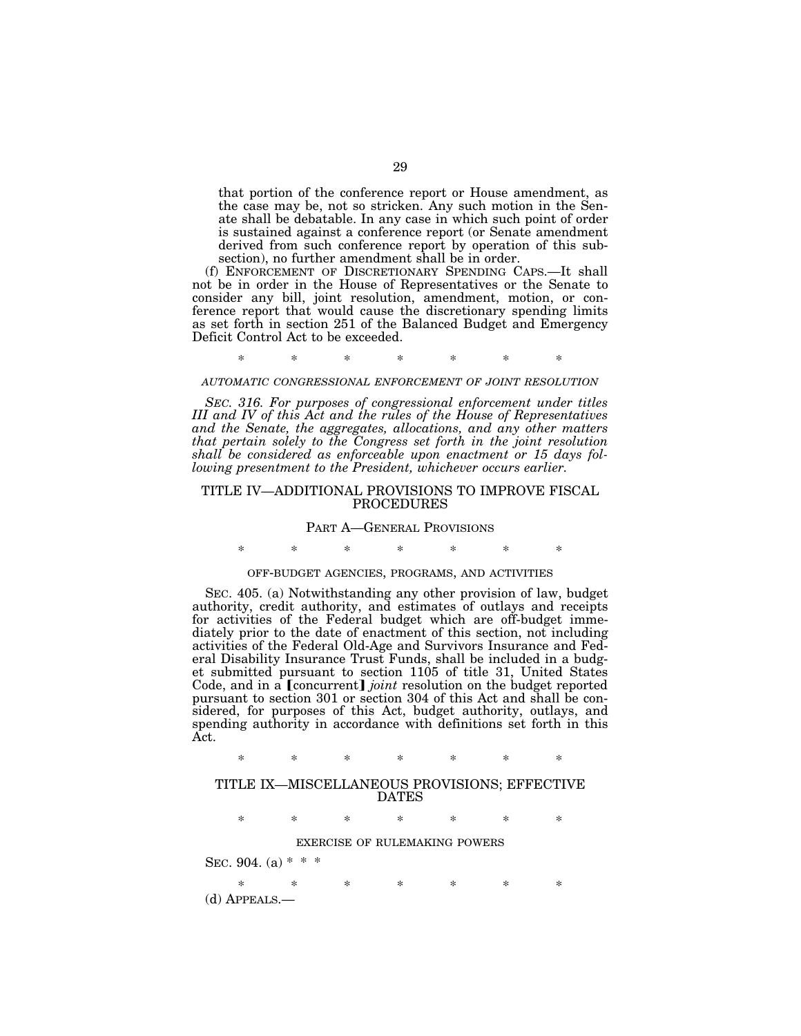that portion of the conference report or House amendment, as the case may be, not so stricken. Any such motion in the Senate shall be debatable. In any case in which such point of order is sustained against a conference report (or Senate amendment derived from such conference report by operation of this subsection), no further amendment shall be in order.

(f) ENFORCEMENT OF DISCRETIONARY SPENDING CAPS.—It shall not be in order in the House of Representatives or the Senate to consider any bill, joint resolution, amendment, motion, or conference report that would cause the discretionary spending limits as set forth in section 251 of the Balanced Budget and Emergency Deficit Control Act to be exceeded.

\* \* \* \* \* \* \*

*AUTOMATIC CONGRESSIONAL ENFORCEMENT OF JOINT RESOLUTION*

*SEC. 316. For purposes of congressional enforcement under titles III and IV of this Act and the rules of the House of Representatives and the Senate, the aggregates, allocations, and any other matters that pertain solely to the Congress set forth in the joint resolution shall be considered as enforceable upon enactment or 15 days following presentment to the President, whichever occurs earlier.*

## TITLE IV—ADDITIONAL PROVISIONS TO IMPROVE FISCAL PROCEDURES

### PART A—GENERAL PROVISIONS

\* \* \* \* \* \* \*

OFF-BUDGET AGENCIES, PROGRAMS, AND ACTIVITIES

SEC. 405. (a) Notwithstanding any other provision of law, budget authority, credit authority, and estimates of outlays and receipts for activities of the Federal budget which are off-budget immediately prior to the date of enactment of this section, not including activities of the Federal Old-Age and Survivors Insurance and Federal Disability Insurance Trust Funds, shall be included in a budget submitted pursuant to section 1105 of title 31, United States Code, and in a **[**concurrent**]** *joint* resolution on the budget reported pursuant to section 301 or section 304 of this Act and shall be considered, for purposes of this Act, budget authority, outlays, and spending authority in accordance with definitions set forth in this Act.

\* \* \* \* \* \* \*

## TITLE IX—MISCELLANEOUS PROVISIONS; EFFECTIVE DATES

\* \* \* \* \* \* \*

EXERCISE OF RULEMAKING POWERS

SEC. 904. (a) \* \* \*

\* \* \* \* \* \* \*

(d) APPEALS.—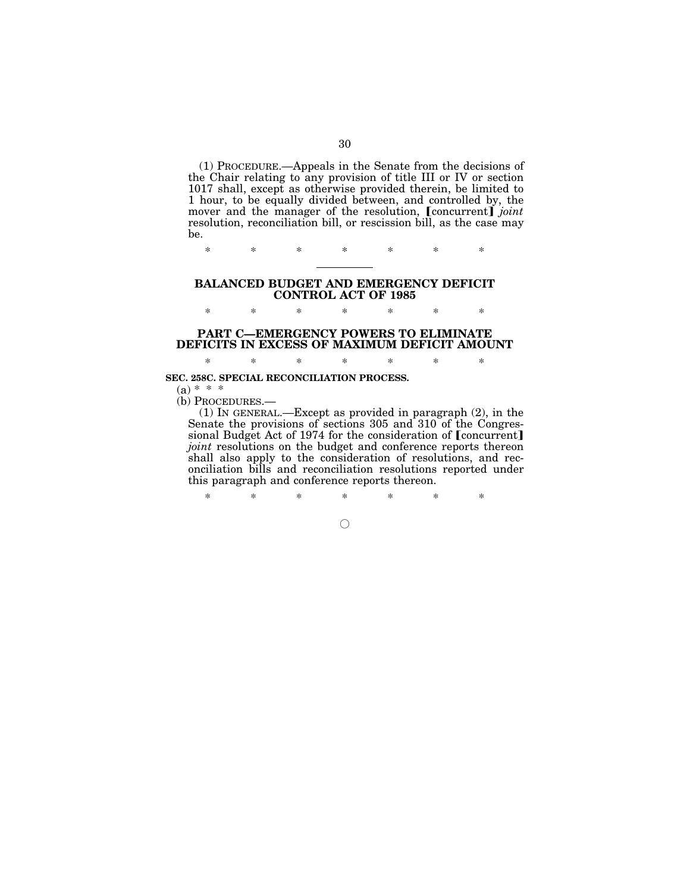(1) PROCEDURE.—Appeals in the Senate from the decisions of the Chair relating to any provision of title III or IV or section 1017 shall, except as otherwise provided therein, be limited to 1 hour, to be equally divided between, and controlled by, the mover and the manager of the resolution, [concurrent] *joint* resolution, reconciliation bill, or rescission bill, as the case may be.

\* \* \* \* \* \* \*

## BALANCED BUDGET AND EMERGENCY DEFICIT CONTROL ACT OF 1985

\* \* \* \* \* \* \*

## PART C—EMERGENCY POWERS TO ELIMINATE DEFICITS IN EXCESS OF MAXIMUM DEFICIT AMOUNT

\* \* \* \* \* \* \*

**SEC. 258C. SPECIAL RECONCILIATION PROCESS.**

(a) \* \* \*

(b) PROCEDURES.—

(1) IN GENERAL.—Except as provided in paragraph (2), in the Senate the provisions of sections 305 and 310 of the Congressional Budget Act of 1974 for the consideration of [concurrent] *joint* resolutions on the budget and conference reports thereon shall also apply to the consideration of resolutions, and reconciliation bills and reconciliation resolutions reported under this paragraph and conference reports thereon.

\* \* \* \* \* \* \*